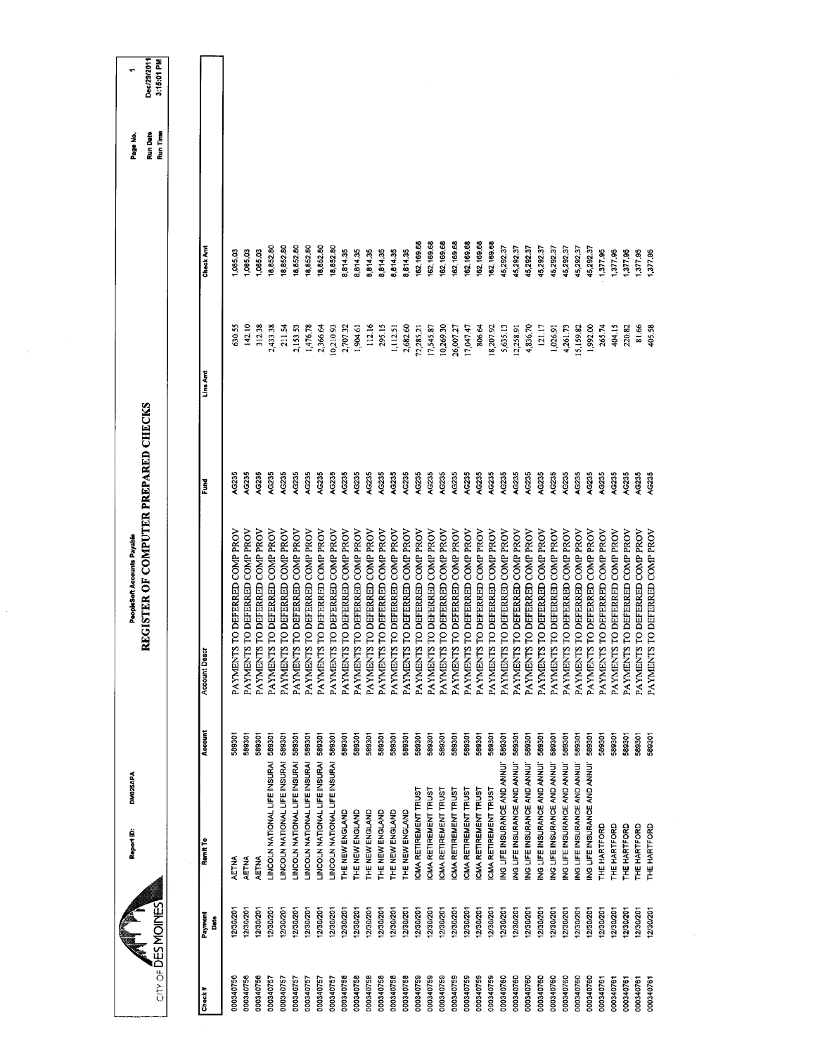CITY OF DES MOINES

Report ID: DM025APA

PeopleSoft Accounts Payable

# REGISTER OF COMPUTER PREPARED CHECKS

Page No. 1
Run Date Dec/29/2011
Run Time 3:15:01 PM

| Check # | Payment Date | Remit To | Account | Account Descr | Fund | Line Amt | Check Amt |
|---|---|---|---|---|---|---|---|
| 000340756 | 12/30/201 | AETNA | 589301 | PAYMENTS TO DEFERRED COMP PROV | AG235 | 630.55 | 1,085.03 |
| 000340756 | 12/30/201 | AETNA | 589301 | PAYMENTS TO DEFERRED COMP PROV | AG235 | 142.10 | 1,085.03 |
| 000340756 | 12/30/201 | AETNA | 589301 | PAYMENTS TO DEFERRED COMP PROV | AG235 | 312.38 | 1,085.03 |
| 000340757 | 12/30/201 | LINCOLN NATIONAL LIFE INSURAI | 589301 | PAYMENTS TO DEFERRED COMP PROV | AG235 | 2,433.38 | 18,852.80 |
| 000340757 | 12/30/201 | LINCOLN NATIONAL LIFE INSURAI | 589301 | PAYMENTS TO DEFERRED COMP PROV | AG235 | 211.54 | 18,852.80 |
| 000340757 | 12/30/201 | LINCOLN NATIONAL LIFE INSURAI | 589301 | PAYMENTS TO DEFERRED COMP PROV | AG235 | 2,153.53 | 18,852.80 |
| 000340757 | 12/30/201 | LINCOLN NATIONAL LIFE INSURAI | 589301 | PAYMENTS TO DEFERRED COMP PROV | AG235 | 1,476.78 | 18,852.80 |
| 000340757 | 12/30/201 | LINCOLN NATIONAL LIFE INSURAI | 589301 | PAYMENTS TO DEFERRED COMP PROV | AG235 | 2,366.64 | 18,852.80 |
| 000340757 | 12/30/201 | LINCOLN NATIONAL LIFE INSURAI | 589301 | PAYMENTS TO DEFERRED COMP PROV | AG235 | 10,210.93 | 18,852.80 |
| 000340758 | 12/30/201 | THE NEW ENGLAND | 589301 | PAYMENTS TO DEFERRED COMP PROV | AG235 | 2,707.32 | 8,814.35 |
| 000340758 | 12/30/201 | THE NEW ENGLAND | 589301 | PAYMENTS TO DEFERRED COMP PROV | AG235 | 1,904.61 | 8,814.35 |
| 000340758 | 12/30/201 | THE NEW ENGLAND | 589301 | PAYMENTS TO DEFERRED COMP PROV | AG235 | 112.16 | 8,814.35 |
| 000340758 | 12/30/201 | THE NEW ENGLAND | 589301 | PAYMENTS TO DEFERRED COMP PROV | AG235 | 295.15 | 8,814.35 |
| 000340758 | 12/30/201 | THE NEW ENGLAND | 589301 | PAYMENTS TO DEFERRED COMP PROV | AG235 | 1,112.51 | 8,814.35 |
| 000340758 | 12/30/201 | THE NEW ENGLAND | 589301 | PAYMENTS TO DEFERRED COMP PROV | AG235 | 2,682.60 | 8,814.35 |
| 000340759 | 12/30/201 | ICMA RETIREMENT TRUST | 589301 | PAYMENTS TO DEFERRED COMP PROV | AG235 | 72,285.21 | 162,169.68 |
| 000340759 | 12/30/201 | ICMA RETIREMENT TRUST | 589301 | PAYMENTS TO DEFERRED COMP PROV | AG235 | 17,545.87 | 162,169.68 |
| 000340759 | 12/30/201 | ICMA RETIREMENT TRUST | 589301 | PAYMENTS TO DEFERRED COMP PROV | AG235 | 10,269.30 | 162,169.68 |
| 000340759 | 12/30/201 | ICMA RETIREMENT TRUST | 589301 | PAYMENTS TO DEFERRED COMP PROV | AG235 | 26,007.27 | 162,169.68 |
| 000340759 | 12/30/201 | ICMA RETIREMENT TRUST | 589301 | PAYMENTS TO DEFERRED COMP PROV | AG235 | 17,047.47 | 162,169.68 |
| 000340759 | 12/30/201 | ICMA RETIREMENT TRUST | 589301 | PAYMENTS TO DEFERRED COMP PROV | AG235 | 806.64 | 162,169.68 |
| 000340759 | 12/30/201 | ICMA RETIREMENT TRUST | 589301 | PAYMENTS TO DEFERRED COMP PROV | AG235 | 18,207.92 | 162,169.68 |
| 000340760 | 12/30/201 | ING LIFE INSURANCE AND ANNUI | 589301 | PAYMENTS TO DEFERRED COMP PROV | AG235 | 5,635.13 | 45,292.37 |
| 000340760 | 12/30/201 | ING LIFE INSURANCE AND ANNUI | 589301 | PAYMENTS TO DEFERRED COMP PROV | AG235 | 12,258.91 | 45,292.37 |
| 000340760 | 12/30/201 | ING LIFE INSURANCE AND ANNUI | 589301 | PAYMENTS TO DEFERRED COMP PROV | AG235 | 4,836.70 | 45,292.37 |
| 000340760 | 12/30/201 | ING LIFE INSURANCE AND ANNUI | 589301 | PAYMENTS TO DEFERRED COMP PROV | AG235 | 121.17 | 45,292.37 |
| 000340760 | 12/30/201 | ING LIFE INSURANCE AND ANNUI | 589301 | PAYMENTS TO DEFERRED COMP PROV | AG235 | 1,026.91 | 45,292.37 |
| 000340760 | 12/30/201 | ING LIFE INSURANCE AND ANNUI | 589301 | PAYMENTS TO DEFERRED COMP PROV | AG235 | 4,261.73 | 45,292.37 |
| 000340760 | 12/30/201 | ING LIFE INSURANCE AND ANNUI | 589301 | PAYMENTS TO DEFERRED COMP PROV | AG235 | 15,159.82 | 45,292.37 |
| 000340760 | 12/30/201 | ING LIFE INSURANCE AND ANNUI | 589301 | PAYMENTS TO DEFERRED COMP PROV | AG235 | 1,992.00 | 45,292.37 |
| 000340761 | 12/30/201 | THE HARTFORD | 589301 | PAYMENTS TO DEFERRED COMP PROV | AG235 | 265.74 | 1,377.95 |
| 000340761 | 12/30/201 | THE HARTFORD | 589301 | PAYMENTS TO DEFERRED COMP PROV | AG235 | 404.15 | 1,377.95 |
| 000340761 | 12/30/201 | THE HARTFORD | 589301 | PAYMENTS TO DEFERRED COMP PROV | AG235 | 220.82 | 1,377.95 |
| 000340761 | 12/30/201 | THE HARTFORD | 589301 | PAYMENTS TO DEFERRED COMP PROV | AG235 | 81.66 | 1,377.95 |
| 000340761 | 12/30/201 | THE HARTFORD | 589301 | PAYMENTS TO DEFERRED COMP PROV | AG235 | 405.58 | 1,377.95 |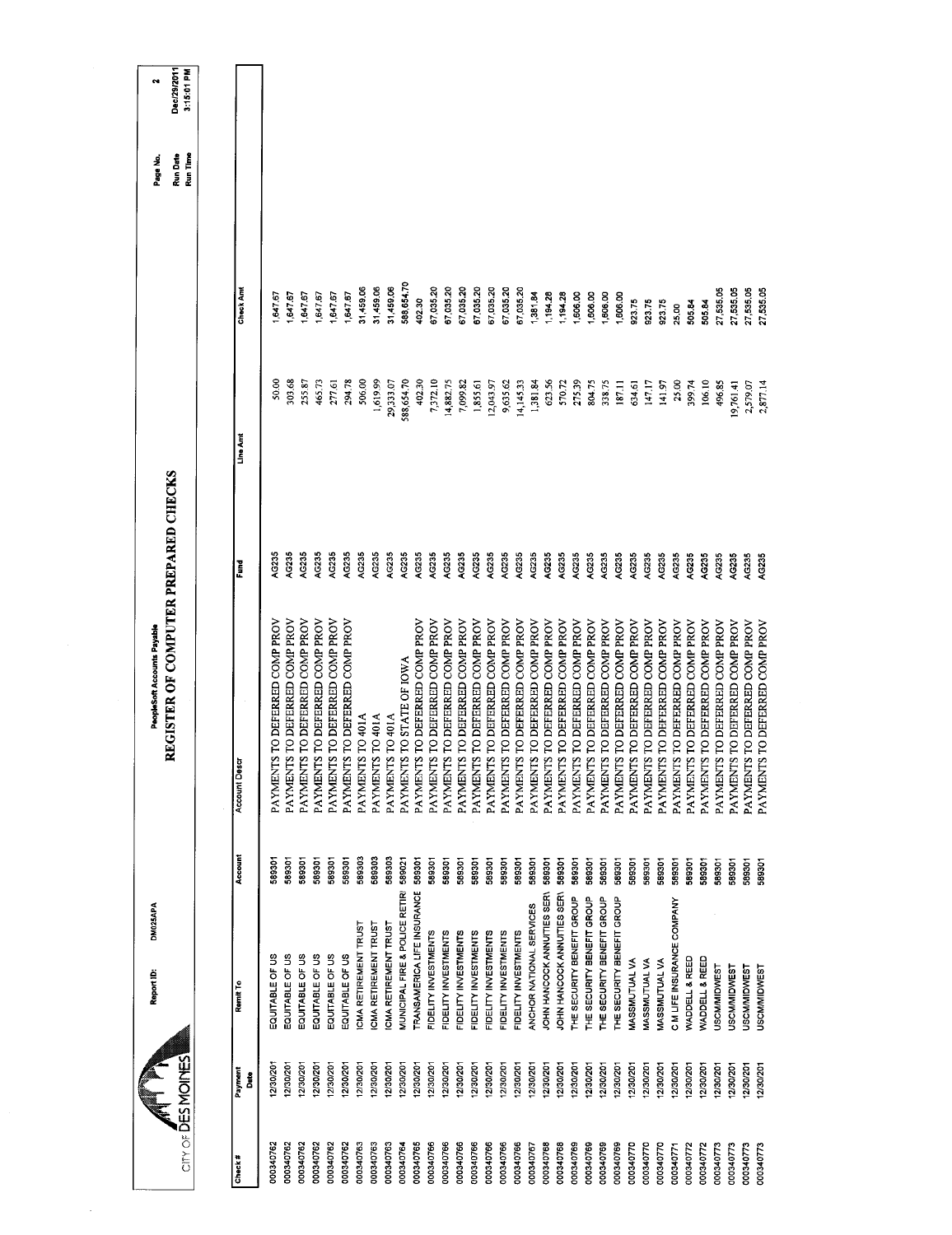# REGISTER OF COMPUTER PREPARED CHECKS

PeopleSoft Accounts Payable

Report ID: DM025APA

CITY OF DES MOINES

Page No. 2
Run Date Dec/29/2011
Run Time 3:15:01 PM

| Check # | Payment Date | Remit To | Account | Account Descr | Fund | Line Amt | Check Amt |
|---|---|---|---|---|---|---|---|
| 000340762 | 12/30/201 | EQUITABLE OF US | 589301 | PAYMENTS TO DEFERRED COMP PROV | AG235 | 50.00 | 1,647.67 |
| 000340762 | 12/30/201 | EQUITABLE OF US | 589301 | PAYMENTS TO DEFERRED COMP PROV | AG235 | 303.68 | 1,647.67 |
| 000340762 | 12/30/201 | EQUITABLE OF US | 589301 | PAYMENTS TO DEFERRED COMP PROV | AG235 | 255.87 | 1,647.67 |
| 000340762 | 12/30/201 | EQUITABLE OF US | 589301 | PAYMENTS TO DEFERRED COMP PROV | AG235 | 465.73 | 1,647.67 |
| 000340762 | 12/30/201 | EQUITABLE OF US | 589301 | PAYMENTS TO DEFERRED COMP PROV | AG235 | 277.61 | 1,647.67 |
| 000340762 | 12/30/201 | EQUITABLE OF US | 589301 | PAYMENTS TO DEFERRED COMP PROV | AG235 | 294.78 | 1,647.67 |
| 000340763 | 12/30/201 | ICMA RETIREMENT TRUST | 589303 | PAYMENTS TO 401A | AG235 | 506.00 | 31,459.06 |
| 000340763 | 12/30/201 | ICMA RETIREMENT TRUST | 589303 | PAYMENTS TO 401A | AG235 | 1,619.99 | 31,459.06 |
| 000340763 | 12/30/201 | ICMA RETIREMENT TRUST | 589303 | PAYMENTS TO 401A | AG235 | 29,333.07 | 31,459.06 |
| 000340764 | 12/30/201 | MUNICIPAL FIRE & POLICE RETIRI | 589021 | PAYMENTS TO STATE OF IOWA | AG235 | 588,654.70 | 588,654.70 |
| 000340765 | 12/30/201 | TRANSAMERICA LIFE INSURANCE | 589301 | PAYMENTS TO DEFERRED COMP PROV | AG235 | 402.30 | 402.30 |
| 000340766 | 12/30/201 | FIDELITY INVESTMENTS | 589301 | PAYMENTS TO DEFERRED COMP PROV | AG235 | 7,372.10 | 67,035.20 |
| 000340766 | 12/30/201 | FIDELITY INVESTMENTS | 589301 | PAYMENTS TO DEFERRED COMP PROV | AG235 | 14,882.75 | 67,035.20 |
| 000340766 | 12/30/201 | FIDELITY INVESTMENTS | 589301 | PAYMENTS TO DEFERRED COMP PROV | AG235 | 7,099.82 | 67,035.20 |
| 000340766 | 12/30/201 | FIDELITY INVESTMENTS | 589301 | PAYMENTS TO DEFERRED COMP PROV | AG235 | 1,855.61 | 67,035.20 |
| 000340766 | 12/30/201 | FIDELITY INVESTMENTS | 589301 | PAYMENTS TO DEFERRED COMP PROV | AG235 | 12,043.97 | 67,035.20 |
| 000340766 | 12/30/201 | FIDELITY INVESTMENTS | 589301 | PAYMENTS TO DEFERRED COMP PROV | AG235 | 9,635.62 | 67,035.20 |
| 000340766 | 12/30/201 | FIDELITY INVESTMENTS | 589301 | PAYMENTS TO DEFERRED COMP PROV | AG235 | 14,145.33 | 67,035.20 |
| 000340767 | 12/30/201 | ANCHOR NATIONAL SERVICES | 589301 | PAYMENTS TO DEFERRED COMP PROV | AG235 | 1,381.84 | 1,381.84 |
| 000340768 | 12/30/201 | JOHN HANCOCK ANNUITIES SERV | 589301 | PAYMENTS TO DEFERRED COMP PROV | AG235 | 623.56 | 1,194.28 |
| 000340768 | 12/30/201 | JOHN HANCOCK ANNUITIES SERV | 589301 | PAYMENTS TO DEFERRED COMP PROV | AG235 | 570.72 | 1,194.28 |
| 000340769 | 12/30/201 | THE SECURITY BENEFIT GROUP | 589301 | PAYMENTS TO DEFERRED COMP PROV | AG235 | 275.39 | 1,606.00 |
| 000340769 | 12/30/201 | THE SECURITY BENEFIT GROUP | 589301 | PAYMENTS TO DEFERRED COMP PROV | AG235 | 804.75 | 1,606.00 |
| 000340769 | 12/30/201 | THE SECURITY BENEFIT GROUP | 589301 | PAYMENTS TO DEFERRED COMP PROV | AG235 | 338.75 | 1,606.00 |
| 000340769 | 12/30/201 | THE SECURITY BENEFIT GROUP | 589301 | PAYMENTS TO DEFERRED COMP PROV | AG235 | 187.11 | 1,606.00 |
| 000340770 | 12/30/201 | MASSMUTUAL VA | 589301 | PAYMENTS TO DEFERRED COMP PROV | AG235 | 634.61 | 923.75 |
| 000340770 | 12/30/201 | MASSMUTUAL VA | 589301 | PAYMENTS TO DEFERRED COMP PROV | AG235 | 147.17 | 923.75 |
| 000340770 | 12/30/201 | MASSMUTUAL VA | 589301 | PAYMENTS TO DEFERRED COMP PROV | AG235 | 141.97 | 923.75 |
| 000340771 | 12/30/201 | C M LIFE INSURANCE COMPANY | 589301 | PAYMENTS TO DEFERRED COMP PROV | AG235 | 25.00 | 25.00 |
| 000340772 | 12/30/201 | WADDELL & REED | 589301 | PAYMENTS TO DEFERRED COMP PROV | AG235 | 399.74 | 505.84 |
| 000340772 | 12/30/201 | WADDELL & REED | 589301 | PAYMENTS TO DEFERRED COMP PROV | AG235 | 106.10 | 505.84 |
| 000340773 | 12/30/201 | USCM/MIDWEST | 589301 | PAYMENTS TO DEFERRED COMP PROV | AG235 | 496.85 | 27,535.05 |
| 000340773 | 12/30/201 | USCM/MIDWEST | 589301 | PAYMENTS TO DEFERRED COMP PROV | AG235 | 19,761.41 | 27,535.05 |
| 000340773 | 12/30/201 | USCM/MIDWEST | 589301 | PAYMENTS TO DEFERRED COMP PROV | AG235 | 2,579.07 | 27,535.05 |
| 000340773 | 12/30/201 | USCM/MIDWEST | 589301 | PAYMENTS TO DEFERRED COMP PROV | AG235 | 2,877.14 | 27,535.05 |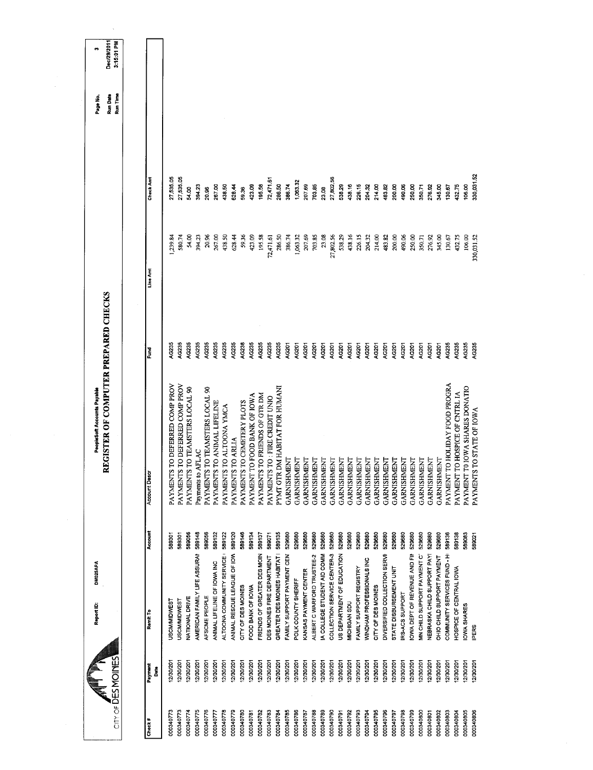CITY OF DES MOINES

Report ID: DM025APA

PeopleSoft Accounts Payable

# REGISTER OF COMPUTER PREPARED CHECKS

Run Date: Dec/29/2011
Run Time: 3:15:01 PM

| Check # | Payment Date | Remit To | Account | Account Descr | Fund | Line Amt | Check Amt |
|---|---|---|---|---|---|---|---|
| 000340773 | 12/30/201 | USCM/MIDWEST | 589301 | PAYMENTS TO DEFERRED COMP PROV | AG235 | 1,239.84 | 27,535.05 |
| 000340773 | 12/30/201 | USCM/MIDWEST | 589301 | PAYMENTS TO DEFERRED COMP PROV | AG235 | 580.74 | 27,535.05 |
| 000340774 | 12/30/201 | NATIONAL DRIVE | 589056 | PAYMENTS TO TEAMSTERS LOCAL 90 | AG235 | 54.00 | 54.00 |
| 000340775 | 12/30/201 | AMERICAN FAMILY LIFE ASSURAI | 589146 | Payments to AFLAC | AG235 | 394.23 | 394.23 |
| 000340776 | 12/30/201 | AFSCME PEOPLE | 589056 | PAYMENTS TO TEAMSTERS LOCAL 90 | AG235 | 20.96 | 20.96 |
| 000340777 | 12/30/201 | ANIMAL LIFELINE OF IOWA INC | 589132 | PAYMENTS TO ANIMAL LIFELINE | AG235 | 267.00 | 267.00 |
| 000340778 | 12/30/201 | ALTOONA COMMUNITY SERVICE | 589122 | PAYMENTS TO ALTOONA YMCA | AG235 | 438.50 | 438.50 |
| 000340779 | 12/30/201 | ANIMAL RESCUE LEAGUE OF IOW | 589120 | PAYMENTS TO ARLIA | AG235 | 628.44 | 628.44 |
| 000340780 | 12/30/201 | CITY OF DES MOINES | 589146 | PAYMENTS TO CEMETERY PLOTS | AG238 | 59.36 | 59.36 |
| 000340781 | 12/30/201 | FOOD BANK OF IOWA | 589134 | PAYMENT TO FOOD BANK OF IOWA | AG235 | 423.09 | 423.09 |
| 000340782 | 12/30/201 | FRIENDS OF GREATER DES MOIN | 589137 | PAYMENTS TO FRIENDS OF GTR DM | AG235 | 195.58 | 195.58 |
| 000340783 | 12/30/201 | DES MOINES FIRE DEPARTMENT | 589071 | PAYMENTS TO : FIRE CREDIT UNIO | AG235 | 72,471.61 | 72,471.61 |
| 000340784 | 12/30/201 | GREATER DES MOINES HABITAT | 589135 | PYMT GTR DM HABITAT FOR HUMANI | AG235 | 286.50 | 286.50 |
| 000340785 | 12/30/201 | FAMILY SUPPORT PAYMENT CEN | 529680 | GARNISHMENT | AG201 | 386.74 | 386.74 |
| 000340786 | 12/30/201 | POLK COUNTY SHERIFF | 529680 | GARNISHMENT | AG201 | 1,063.32 | 1,063.32 |
| 000340787 | 12/30/201 | KANSAS PAYMENT CENTER | 529680 | GARNISHMENT | AG201 | 207.69 | 207.69 |
| 000340788 | 12/30/201 | ALBERT C WARFORD TRUSTEE-2 | 529680 | GARNISHMENT | AG201 | 703.85 | 703.85 |
| 000340789 | 12/30/201 | IA COLLEGE STUDENT AID COMM | 529680 | GARNISHMENT | AG201 | 23.08 | 23.08 |
| 000340790 | 12/30/201 | COLLECTION SERVICE CENTER-3 | 529680 | GARNISHMENT | AG201 | 27,802.56 | 27,802.56 |
| 000340791 | 12/30/201 | US DEPARTMENT OF EDUCATION | 529680 | GARNISHMENT | AG201 | 538.29 | 538.29 |
| 000340792 | 12/30/201 | MICHIGAN SDU | 529680 | GARNISHMENT | AG201 | 438.16 | 438.16 |
| 000340793 | 12/30/201 | FAMILY SUPPORT REGISTRY | 529680 | GARNISHMENT | AG201 | 226.15 | 226.15 |
| 000340794 | 12/30/201 | WINDHAM PROFESSIONALS INC | 529680 | GARNISHMENT | AG201 | 204.32 | 204.32 |
| 000340795 | 12/30/201 | CITY OF DES MOINES | 529680 | GARNISHMENT | AG201 | 214.00 | 214.00 |
| 000340796 | 12/30/201 | DIVERSIFIED COLLECTION SERVI | 529680 | GARNISHMENT | AG201 | 483.82 | 483.82 |
| 000340797 | 12/30/201 | STATE DISBURSEMENT UNIT | 529680 | GARNISHMENT | AG201 | 200.00 | 200.00 |
| 000340798 | 12/30/201 | IRS-ACS SUPPORT | 529680 | GARNISHMENT | AG201 | 490.06 | 490.06 |
| 000340799 | 12/30/201 | IOWA DEPT OF REVENUE AND FII | 529680 | GARNISHMENT | AG201 | 250.00 | 250.00 |
| 000340800 | 12/30/201 | MN CHILD SUPPORT PAYMENT C | 529680 | GARNISHMENT | AG201 | 350.71 | 350.71 |
| 000340801 | 12/30/201 | NEBRASKA CHILD SUPPORT PAYI | 529680 | GARNISHMENT | AG201 | 276.92 | 276.92 |
| 000340802 | 12/30/201 | OHIO CHILD SUPPORT PAYMENT | 529680 | GARNISHMENT | AG201 | 345.00 | 345.00 |
| 000340803 | 12/30/201 | COMMUNITY SERVICES FUND - H | 589136 | PAYMENT TO HOLIDAY FOOD PROGRA | AG235 | 130.67 | 130.67 |
| 000340804 | 12/30/201 | HOSPICE OF CENTRAL IOWA | 589138 | PAYMENT TO HOSPICE OF CNTRL IA | AG235 | 432.75 | 432.75 |
| 000340805 | 12/30/201 | IOWA SHARES | 589083 | PAYMENT TO IOWA SHARES DONATIO | AG235 | 106.00 | 106.00 |
| 000340806 | 12/30/201 | IPERS | 589021 | PAYMENTS TO STATE OF IOWA | AG235 | 330,031.52 | 330,031.52 |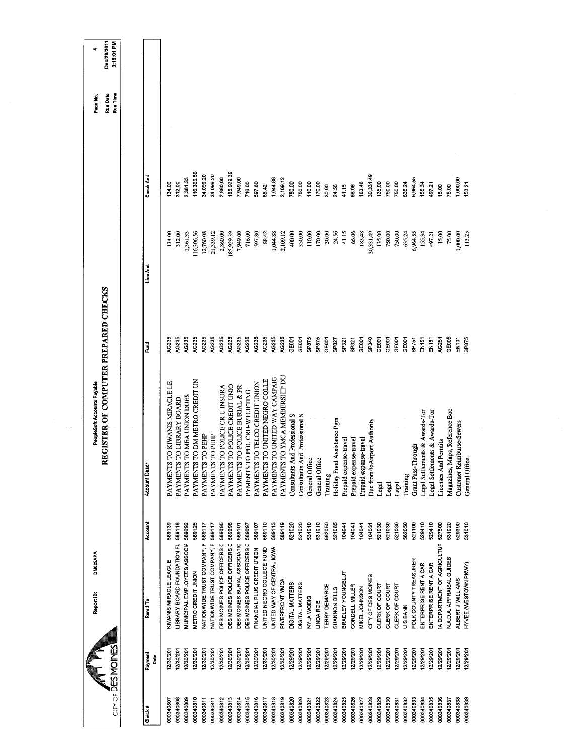CITY OF DES MOINES

Report ID: DM025APA

PeopleSoft Accounts Payable

# REGISTER OF COMPUTER PREPARED CHECKS

Run Date: Dec/29/2011
Run Time: 3:15:01 PM

| Check # | Payment Date | Remit To | Account | Account Descr | Fund | Line Amt | Check Amt |
|---|---|---|---|---|---|---|---|
| 000340807 | 12/30/201 | KIWANIS MIRACLE LEAGUE | 589139 | PAYMENTS TO KIWANIS MIRACLE LE | AG235 | 134.00 | 134.00 |
| 000340808 | 12/30/201 | LIBRARY BOARD FOUNDATION FL | 589118 | PAYMENTS TO LIBRARY BOARD | AG235 | 312.00 | 312.00 |
| 000340809 | 12/30/201 | MUNICIPAL EMPLOYEES ASSOCI/ | 589092 | PAYMENTS TO MEA UNION DUES | AG235 | 2,361.33 | 2,361.33 |
| 000340810 | 12/30/201 | METRO CREDIT UNION | 589125 | PAYMENTS TO DM METRO CREDIT UN | AG235 | 116,306.56 | 116,306.56 |
| 000340811 | 12/30/201 | NATIONWIDE TRUST COMPANY, F | 589117 | PAYMENTS TO PEHP | AG235 | 12,760.08 | 34,099.20 |
| 000340811 | 12/30/201 | NATIONWIDE TRUST COMPANY, F | 589117 | PAYMENTS TO PEHP | AG235 | 21,339.12 | 34,099.20 |
| 000340812 | 12/30/201 | DES MOINES POLICE OFFICERS ( | 589095 | PAYMENTS TO POLICE CR U INSURA | AG235 | 2,860.00 | 2,860.00 |
| 000340813 | 12/30/201 | DES MOINES POLICE OFFICERS ( | 589098 | PAYMENTS TO POLICE CREDIT UNIO | AG235 | 185,929.39 | 185,929.39 |
| 000340814 | 12/30/201 | DES MOINES BURIAL ASSOCIATIC | 589101 | PAYMENTS TO POLICE BURIAL & PR | AG235 | 7,949.00 | 7,949.00 |
| 000340815 | 12/30/201 | DES MOINES POLICE OFFICERS ( | 589097 | PYMENTS TO POL CRU-WTLIFTING | AG235 | 716.00 | 716.00 |
| 000340816 | 12/30/201 | FINANCIAL PLUS CREDIT UNION | 589107 | PAYMENTS TO TELCO CREDIT UNION | AG235 | 597.80 | 597.80 |
| 000340817 | 12/30/201 | UNITED NEGRO COLLEGE FUND | 589110 | PAYMENTS TO UNITED NEGRO COLLE | AG235 | 88.42 | 88.42 |
| 000340818 | 12/30/201 | UNITED WAY OF CENTRAL IOWA | 589113 | PAYMENTS TO UNITED WAY CAMPAIG | AG235 | 1,044.88 | 1,044.88 |
| 000340819 | 12/30/201 | RIVERFRONT YMCA | 589119 | PAYMENTS TO YMCA MEMBERSHIP DU | AG235 | 2,109.12 | 2,109.12 |
| 000340820 | 12/29/201 | DIGITAL MATTERS | 521020 | Consultants And Professional S | GE001 | 400.00 | 750.00 |
| 000340820 | 12/29/201 | DIGITAL MATTERS | 521020 | Consultants And Professional S | GE001 | 350.00 | 750.00 |
| 000340821 | 12/29/201 | NYLA WOBIG | 531010 | General Office | SP875 | 110.00 | 110.00 |
| 000340822 | 12/29/201 | LINDA ROE | 531010 | General Office | SP875 | 170.00 | 170.00 |
| 000340823 | 12/29/201 | TERRY DEMARCE | 562050 | Training | GE001 | 30.00 | 30.00 |
| 000340824 | 12/29/201 | SHANNON BILLS | 521085 | Holiday Food Assistance Pgm | SP027 | 24.56 | 24.56 |
| 000340825 | 12/29/201 | BRADLEY YOUNGBLUT | 104041 | Prepaid expense-travel | SP321 | 41.15 | 41.15 |
| 000340826 | 12/29/201 | CORDELL MILLER | 104041 | Prepaid expense-travel | SP321 | 66.06 | 66.06 |
| 000340827 | 12/29/201 | MIKEL JOHNSON | 104041 | Prepaid expense-travel | GE001 | 183.48 | 183.48 |
| 000340828 | 12/29/201 | CITY OF DES MOINES | 104031 | Due from/toAirport Authority | SP340 | 30,331.49 | 30,331.49 |
| 000340829 | 12/29/201 | CLERK OF COURT | 521030 | Legal | GE001 | 135.00 | 135.00 |
| 000340830 | 12/29/201 | CLERK OF COURT | 521030 | Legal | GE001 | 750.00 | 750.00 |
| 000340831 | 12/29/201 | CLERK OF COURT | 521030 | Legal | GE001 | 750.00 | 750.00 |
| 000340832 | 12/29/201 | U S BANK | 562050 | Training | GE001 | 635.24 | 635.24 |
| 000340833 | 12/29/201 | POLK COUNTY TREASURER | 521100 | Grant Pass-Through | SP751 | 6,964.55 | 6,964.55 |
| 000340834 | 12/29/201 | ENTERPRISE RENT A CAR | 529410 | Legal Settlements & Awards-Tor | EN151 | 155.34 | 155.34 |
| 000340835 | 12/29/201 | ENTERPRISE RENT A CAR | 529410 | Legal Settlements & Awards-Tor | EN151 | 497.21 | 497.21 |
| 000340836 | 12/29/201 | IA DEPARTMENT OF AGRICULTUF | 527500 | Licenses And Permits | AG251 | 15.00 | 15.00 |
| 000340837 | 12/29/201 | N.A.D.A. APPRAISAL GUIDES | 531020 | Magazines, Maps, Reference Boo | GE005 | 75.00 | 75.00 |
| 000340838 | 12/29/201 | ALBERT J WILLIAMS | 529390 | Customer Reimburse-Sewers | EN101 | 1,000.00 | 1,000.00 |
| 000340839 | 12/29/201 | HYVEE (WESTOWN PKWY) | 531010 | General Office | SP875 | 113.25 | 153.21 |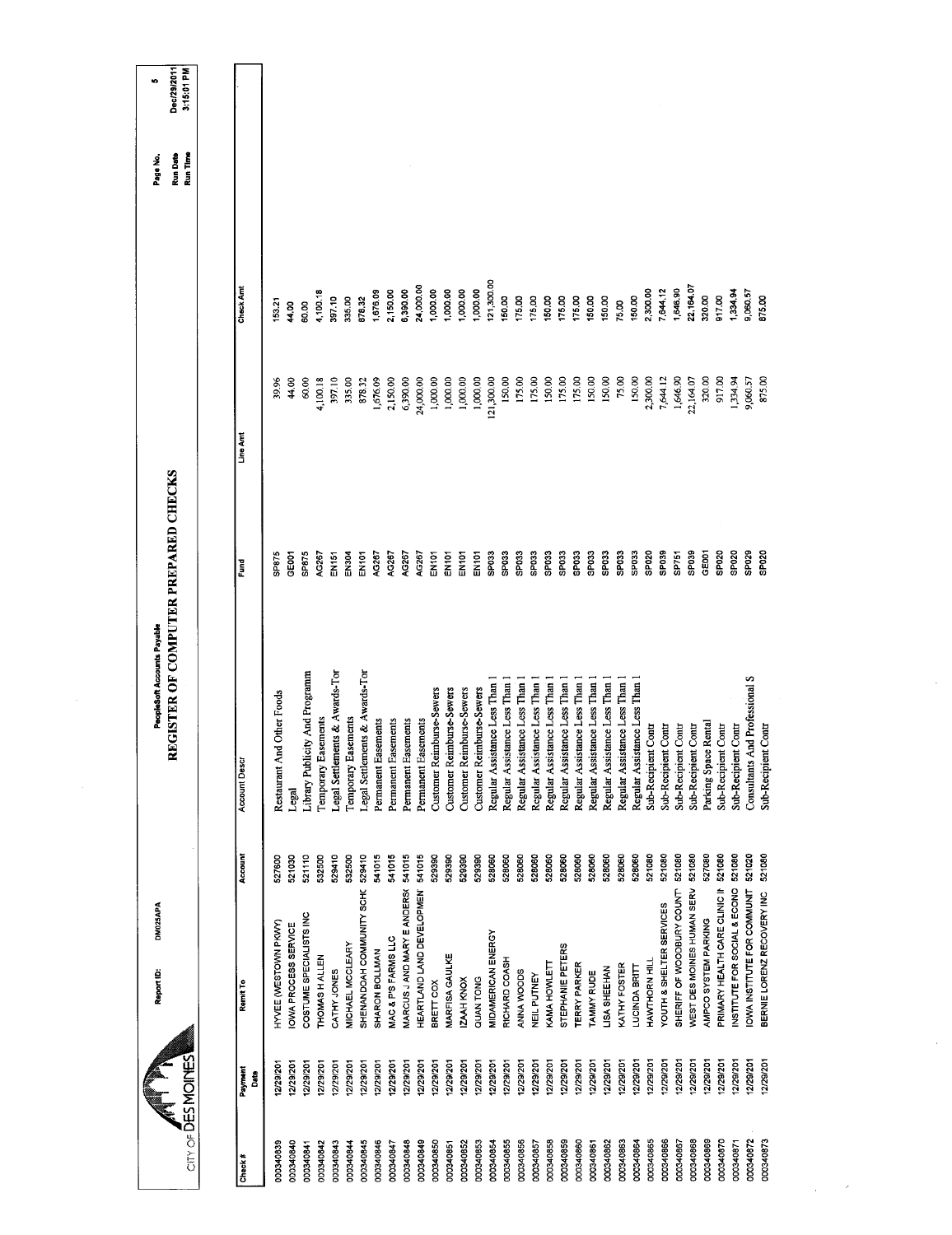CITY OF DES MOINES

Report ID: DM025APA

PeopleSoft Accounts Payable

# REGISTER OF COMPUTER PREPARED CHECKS

Page No. 5
Run Date Dec/29/2011
Run Time 3:15:01 PM

| Check # | Payment Date | Remit To | Account | Account Descr | Fund | Line Amt | Check Amt |
|---|---|---|---|---|---|---|---|
| 000340839 | 12/29/201 | HYVEE (WESTOWN PKWY) | 527600 | Restaurant And Other Foods | SP875 | 39.96 | 153.21 |
| 000340840 | 12/29/201 | IOWA PROCESS SERVICE | 521030 | Legal | GE001 | 44.00 | 44.00 |
| 000340841 | 12/29/201 | COSTUME SPECIALISTS INC | 521110 | Library Publicity And Programm | SP875 | 60.00 | 60.00 |
| 000340842 | 12/29/201 | THOMAS H ALLEN | 532500 | Temporary Easements | AG267 | 4,100.18 | 4,100.18 |
| 000340843 | 12/29/201 | CATHY JONES | 529410 | Legal Settlements & Awards-Tor | EN151 | 397.10 | 397.10 |
| 000340844 | 12/29/201 | MICHAEL MCCLEARY | 532500 | Temporary Easements | EN304 | 335.00 | 335.00 |
| 000340845 | 12/29/201 | SHENANDOAH COMMUNITY SCHC | 529410 | Legal Settlements & Awards-Tor | EN101 | 878.32 | 878.32 |
| 000340846 | 12/29/201 | SHARON BOLLMAN | 541015 | Permanent Easements | AG267 | 1,676.09 | 1,676.09 |
| 000340847 | 12/29/201 | MAC & P'S FARMS LLC | 541015 | Permanent Easements | AG267 | 2,150.00 | 2,150.00 |
| 000340848 | 12/29/201 | MARCUS J AND MARY E ANDERS( | 541015 | Permanent Easements | AG267 | 6,390.00 | 6,390.00 |
| 000340849 | 12/29/201 | HEARTLAND LAND DEVELOPMEN | 541015 | Permanent Easements | AG267 | 24,000.00 | 24,000.00 |
| 000340850 | 12/29/201 | BRETT COX | 529390 | Customer Reimburse-Sewers | EN101 | 1,000.00 | 1,000.00 |
| 000340851 | 12/29/201 | MARFISA GAULKE | 529390 | Customer Reimburse-Sewers | EN101 | 1,000.00 | 1,000.00 |
| 000340852 | 12/29/201 | IZAAH KNOX | 529390 | Customer Reimburse-Sewers | EN101 | 1,000.00 | 1,000.00 |
| 000340853 | 12/29/201 | QUAN TONG | 529390 | Customer Reimburse-Sewers | EN101 | 1,000.00 | 1,000.00 |
| 000340854 | 12/29/201 | MIDAMERICAN ENERGY | 528060 | Regular Assistance Less Than 1 | SP033 | 121,300.00 | 121,300.00 |
| 000340855 | 12/29/201 | RICHARD COASH | 528060 | Regular Assistance Less Than 1 | SP033 | 150.00 | 150.00 |
| 000340856 | 12/29/201 | ANNA WOODS | 528060 | Regular Assistance Less Than 1 | SP033 | 175.00 | 175.00 |
| 000340857 | 12/29/201 | NEIL PUTNEY | 528060 | Regular Assistance Less Than 1 | SP033 | 175.00 | 175.00 |
| 000340858 | 12/29/201 | KAMA HOWLETT | 528060 | Regular Assistance Less Than 1 | SP033 | 150.00 | 150.00 |
| 000340859 | 12/29/201 | STEPHANIE PETERS | 528060 | Regular Assistance Less Than 1 | SP033 | 175.00 | 175.00 |
| 000340860 | 12/29/201 | TERRY PARKER | 528060 | Regular Assistance Less Than 1 | SP033 | 175.00 | 175.00 |
| 000340861 | 12/29/201 | TAMMY RUDE | 528060 | Regular Assistance Less Than 1 | SP033 | 150.00 | 150.00 |
| 000340862 | 12/29/201 | LISA SHEEHAN | 528060 | Regular Assistance Less Than 1 | SP033 | 150.00 | 150.00 |
| 000340863 | 12/29/201 | KATHY FOSTER | 528060 | Regular Assistance Less Than 1 | SP033 | 75.00 | 75.00 |
| 000340864 | 12/29/201 | LUCINDA BRITT | 528060 | Regular Assistance Less Than 1 | SP033 | 150.00 | 150.00 |
| 000340865 | 12/29/201 | HAWTHORN HILL | 521080 | Sub-Recipient Contr | SP020 | 2,300.00 | 2,300.00 |
| 000340866 | 12/29/201 | YOUTH & SHELTER SERVICES | 521080 | Sub-Recipient Contr | SP039 | 7,644.12 | 7,644.12 |
| 000340867 | 12/29/201 | SHERIFF OF WOODBURY COUNT' | 521080 | Sub-Recipient Contr | SP751 | 1,646.90 | 1,646.90 |
| 000340868 | 12/29/201 | WEST DES MOINES HUMAN SERV | 521080 | Sub-Recipient Contr | SP039 | 22,164.07 | 22,164.07 |
| 000340869 | 12/29/201 | AMPCO SYSTEM PARKING | 527080 | Parking Space Rental | GE001 | 320.00 | 320.00 |
| 000340870 | 12/29/201 | PRIMARY HEALTH CARE CLINIC IN | 521080 | Sub-Recipient Contr | SP020 | 917.00 | 917.00 |
| 000340871 | 12/29/201 | INSTITUTE FOR SOCIAL & ECONO | 521080 | Sub-Recipient Contr | SP020 | 1,334.94 | 1,334.94 |
| 000340872 | 12/29/201 | IOWA INSTITUTE FOR COMMUNIT | 521020 | Consultants And Professional S | SP029 | 9,060.57 | 9,060.57 |
| 000340873 | 12/29/201 | BERNIE LORENZ RECOVERY INC | 521080 | Sub-Recipient Contr | SP020 | 875.00 | 875.00 |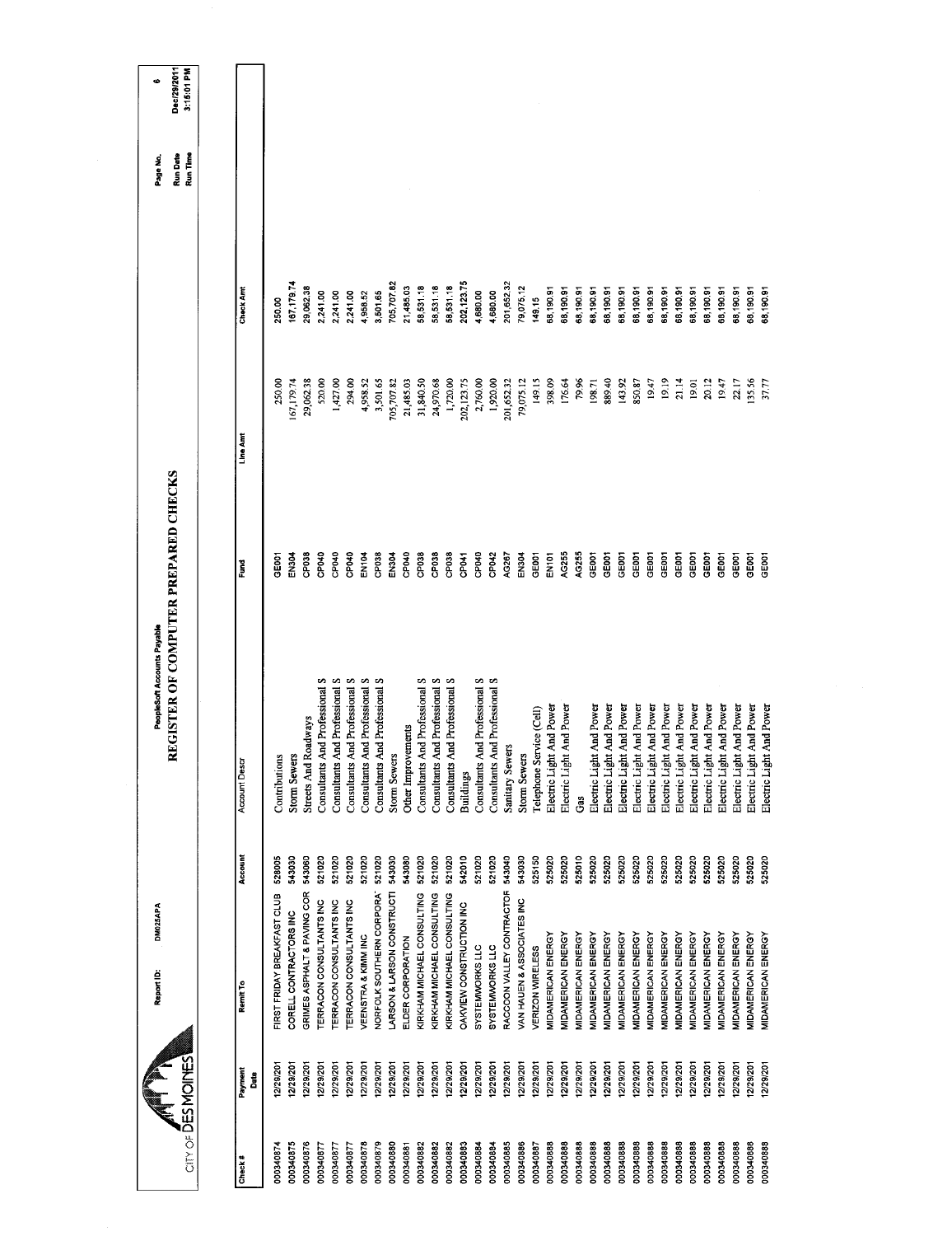# REGISTER OF COMPUTER PREPARED CHECKS

PeopleSoft Accounts Payable

CITY OF DES MOINES

Report ID: DM025APA

Page No. 6
Run Date Dec/29/2011
Run Time 3:15:01 PM

| Check # | Payment Date | Remit To | Account | Account Descr | Fund | Line Amt | Check Amt |
|---|---|---|---|---|---|---|---|
| 000340874 | 12/29/201 | FIRST FRIDAY BREAKFAST CLUB | 528005 | Contributions | GE001 | 250.00 | 250.00 |
| 000340875 | 12/29/201 | CORELL CONTRACTORS INC | 543030 | Storm Sewers | EN304 | 167,179.74 | 167,179.74 |
| 000340876 | 12/29/201 | GRIMES ASPHALT & PAVING COR | 543060 | Streets And Roadways | CP038 | 29,062.38 | 29,062.38 |
| 000340877 | 12/29/201 | TERRACON CONSULTANTS INC | 521020 | Consultants And Professional S | CP040 | 520.00 | 2,241.00 |
| 000340877 | 12/29/201 | TERRACON CONSULTANTS INC | 521020 | Consultants And Professional S | CP040 | 1,427.00 | 2,241.00 |
| 000340877 | 12/29/201 | TERRACON CONSULTANTS INC | 521020 | Consultants And Professional S | CP040 | 294.00 | 2,241.00 |
| 000340878 | 12/29/201 | VEENSTRA & KIMM INC | 521020 | Consultants And Professional S | EN104 | 4,958.52 | 4,958.52 |
| 000340879 | 12/29/201 | NORFOLK SOUTHERN CORPORA | 521020 | Consultants And Professional S | CP038 | 3,501.65 | 3,501.65 |
| 000340880 | 12/29/201 | LARSON & LARSON CONSTRUCTI | 543030 | Storm Sewers | EN304 | 705,707.82 | 705,707.82 |
| 000340881 | 12/29/201 | ELDER CORPORATION | 543080 | Other Improvements | CP040 | 21,485.03 | 21,485.03 |
| 000340882 | 12/29/201 | KIRKHAM MICHAEL CONSULTING | 521020 | Consultants And Professional S | CP038 | 31,840.50 | 58,531.18 |
| 000340882 | 12/29/201 | KIRKHAM MICHAEL CONSULTING | 521020 | Consultants And Professional S | CP038 | 24,970.68 | 58,531.18 |
| 000340882 | 12/29/201 | KIRKHAM MICHAEL CONSULTING | 521020 | Consultants And Professional S | CP038 | 1,720.00 | 58,531.18 |
| 000340883 | 12/29/201 | OAKVIEW CONSTRUCTION INC | 542010 | Buildings | CP041 | 202,123.75 | 202,123.75 |
| 000340884 | 12/29/201 | SYSTEMWORKS LLC | 521020 | Consultants And Professional S | CP040 | 2,760.00 | 4,680.00 |
| 000340884 | 12/29/201 | SYSTEMWORKS LLC | 521020 | Consultants And Professional S | CP042 | 1,920.00 | 4,680.00 |
| 000340885 | 12/29/201 | RACCOON VALLEY CONTRACTOR | 543040 | Sanitary Sewers | AG267 | 201,652.32 | 201,652.32 |
| 000340886 | 12/29/201 | VAN HAUEN & ASSOCIATES INC | 543030 | Storm Sewers | EN304 | 79,075.12 | 79,075.12 |
| 000340887 | 12/29/201 | VERIZON WIRELESS | 525150 | Telephone Service (Cell) | EN101 | 149.15 | 149.15 |
| 000340888 | 12/29/201 | MIDAMERICAN ENERGY | 525020 | Electric Light And Power | EN101 | 398.09 | 68,190.91 |
| 000340888 | 12/29/201 | MIDAMERICAN ENERGY | 525020 | Electric Light And Power | AG255 | 176.64 | 68,190.91 |
| 000340888 | 12/29/201 | MIDAMERICAN ENERGY | 525010 | Gas | AG255 | 79.96 | 68,190.91 |
| 000340888 | 12/29/201 | MIDAMERICAN ENERGY | 525020 | Electric Light And Power | GE001 | 198.71 | 68,190.91 |
| 000340888 | 12/29/201 | MIDAMERICAN ENERGY | 525020 | Electric Light And Power | GE001 | 889.40 | 68,190.91 |
| 000340888 | 12/29/201 | MIDAMERICAN ENERGY | 525020 | Electric Light And Power | GE001 | 143.92 | 68,190.91 |
| 000340888 | 12/29/201 | MIDAMERICAN ENERGY | 525020 | Electric Light And Power | GE001 | 850.87 | 68,190.91 |
| 000340888 | 12/29/201 | MIDAMERICAN ENERGY | 525020 | Electric Light And Power | GE001 | 19.47 | 68,190.91 |
| 000340888 | 12/29/201 | MIDAMERICAN ENERGY | 525020 | Electric Light And Power | GE001 | 19.19 | 68,190.91 |
| 000340888 | 12/29/201 | MIDAMERICAN ENERGY | 525020 | Electric Light And Power | GE001 | 21.14 | 68,190.91 |
| 000340888 | 12/29/201 | MIDAMERICAN ENERGY | 525020 | Electric Light And Power | GE001 | 19.01 | 68,190.91 |
| 000340888 | 12/29/201 | MIDAMERICAN ENERGY | 525020 | Electric Light And Power | GE001 | 20.12 | 68,190.91 |
| 000340888 | 12/29/201 | MIDAMERICAN ENERGY | 525020 | Electric Light And Power | GE001 | 19.47 | 68,190.91 |
| 000340888 | 12/29/201 | MIDAMERICAN ENERGY | 525020 | Electric Light And Power | GE001 | 22.17 | 68,190.91 |
| 000340888 | 12/29/201 | MIDAMERICAN ENERGY | 525020 | Electric Light And Power | GE001 | 135.56 | 68,190.91 |
| 000340888 | 12/29/201 | MIDAMERICAN ENERGY | 525020 | Electric Light And Power | GE001 | 37.77 | 68,190.91 |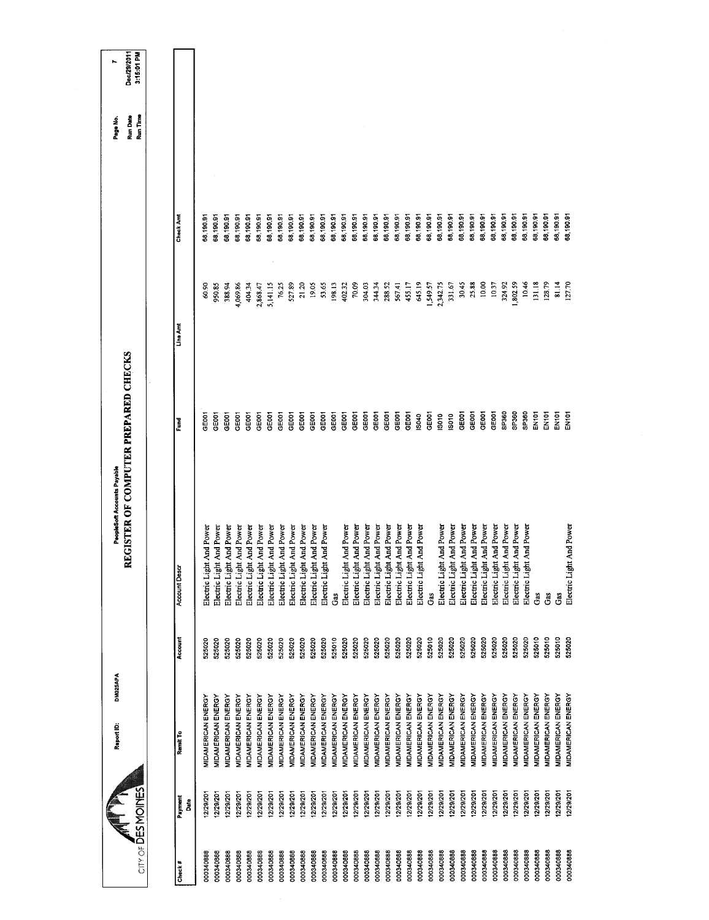# REGISTER OF COMPUTER PREPARED CHECKS

PeopleSoft Accounts Payable

Report ID: DM025APA

CITY OF DES MOINES

Run Date Dec/29/2011
Run Time 3:15:01 PM

| Check # | Payment Date | Remit To | Account | Account Descr | Fund | Line Amt | Check Amt |
|---|---|---|---|---|---|---|---|
| 000340888 | 12/29/201 | MIDAMERICAN ENERGY | 525020 | Electric Light And Power | GE001 | 60.90 | 68,190.91 |
| 000340888 | 12/29/201 | MIDAMERICAN ENERGY | 525020 | Electric Light And Power | GE001 | 950.85 | 68,190.91 |
| 000340888 | 12/29/201 | MIDAMERICAN ENERGY | 525020 | Electric Light And Power | GE001 | 388.94 | 68,190.91 |
| 000340888 | 12/29/201 | MIDAMERICAN ENERGY | 525020 | Electric Light And Power | GE001 | 4,069.86 | 68,190.91 |
| 000340888 | 12/29/201 | MIDAMERICAN ENERGY | 525020 | Electric Light And Power | GE001 | 404.34 | 68,190.91 |
| 000340888 | 12/29/201 | MIDAMERICAN ENERGY | 525020 | Electric Light And Power | GE001 | 2,868.47 | 68,190.91 |
| 000340888 | 12/29/201 | MIDAMERICAN ENERGY | 525020 | Electric Light And Power | GE001 | 5,141.15 | 68,190.91 |
| 000340888 | 12/29/201 | MIDAMERICAN ENERGY | 525020 | Electric Light And Power | GE001 | 76.25 | 68,190.91 |
| 000340888 | 12/29/201 | MIDAMERICAN ENERGY | 525020 | Electric Light And Power | GE001 | 527.89 | 68,190.91 |
| 000340888 | 12/29/201 | MIDAMERICAN ENERGY | 525020 | Electric Light And Power | GE001 | 21.20 | 68,190.91 |
| 000340888 | 12/29/201 | MIDAMERICAN ENERGY | 525020 | Electric Light And Power | GE001 | 19.05 | 68,190.91 |
| 000340888 | 12/29/201 | MIDAMERICAN ENERGY | 525020 | Electric Light And Power | GE001 | 53.65 | 68,190.91 |
| 000340888 | 12/29/201 | MIDAMERICAN ENERGY | 525010 | Gas | GE001 | 198.13 | 68,190.91 |
| 000340888 | 12/29/201 | MIDAMERICAN ENERGY | 525020 | Electric Light And Power | GE001 | 402.32 | 68,190.91 |
| 000340888 | 12/29/201 | MIDAMERICAN ENERGY | 525020 | Electric Light And Power | GE001 | 70.09 | 68,190.91 |
| 000340888 | 12/29/201 | MIDAMERICAN ENERGY | 525020 | Electric Light And Power | GE001 | 304.03 | 68,190.91 |
| 000340888 | 12/29/201 | MIDAMERICAN ENERGY | 525020 | Electric Light And Power | GE001 | 344.34 | 68,190.91 |
| 000340888 | 12/29/201 | MIDAMERICAN ENERGY | 525020 | Electric Light And Power | GE001 | 288.52 | 68,190.91 |
| 000340888 | 12/29/201 | MIDAMERICAN ENERGY | 525020 | Electric Light And Power | GE001 | 567.41 | 68,190.91 |
| 000340888 | 12/29/201 | MIDAMERICAN ENERGY | 525020 | Electric Light And Power | GE001 | 455.17 | 68,190.91 |
| 000340888 | 12/29/201 | MIDAMERICAN ENERGY | 525020 | Electric Light And Power | IS040 | 645.19 | 68,190.91 |
| 000340888 | 12/29/201 | MIDAMERICAN ENERGY | 525010 | Gas | GE001 | 1,549.57 | 68,190.91 |
| 000340888 | 12/29/201 | MIDAMERICAN ENERGY | 525020 | Electric Light And Power | IS010 | 2,342.75 | 68,190.91 |
| 000340888 | 12/29/201 | MIDAMERICAN ENERGY | 525020 | Electric Light And Power | IS010 | 331.67 | 68,190.91 |
| 000340888 | 12/29/201 | MIDAMERICAN ENERGY | 525020 | Electric Light And Power | GE001 | 30.45 | 68,190.91 |
| 000340888 | 12/29/201 | MIDAMERICAN ENERGY | 525020 | Electric Light And Power | GE001 | 25.88 | 68,190.91 |
| 000340888 | 12/29/201 | MIDAMERICAN ENERGY | 525020 | Electric Light And Power | GE001 | 10.00 | 68,190.91 |
| 000340888 | 12/29/201 | MIDAMERICAN ENERGY | 525020 | Electric Light And Power | GE001 | 10.37 | 68,190.91 |
| 000340888 | 12/29/201 | MIDAMERICAN ENERGY | 525020 | Electric Light And Power | SP360 | 324.92 | 68,190.91 |
| 000340888 | 12/29/201 | MIDAMERICAN ENERGY | 525020 | Electric Light And Power | SP360 | 1,802.59 | 68,190.91 |
| 000340888 | 12/29/201 | MIDAMERICAN ENERGY | 525020 | Electric Light And Power | SP360 | 10.46 | 68,190.91 |
| 000340888 | 12/29/201 | MIDAMERICAN ENERGY | 525010 | Gas | EN101 | 131.18 | 68,190.91 |
| 000340888 | 12/29/201 | MIDAMERICAN ENERGY | 525020 | Electric Light And Power | EN101 | 128.79 | 68,190.91 |
| 000340888 | 12/29/201 | MIDAMERICAN ENERGY | 525010 | Gas | EN101 | 81.14 | 68,190.91 |
| 000340888 | 12/29/201 | MIDAMERICAN ENERGY | 525020 | Electric Light And Power | EN101 | 127.70 | 68,190.91 |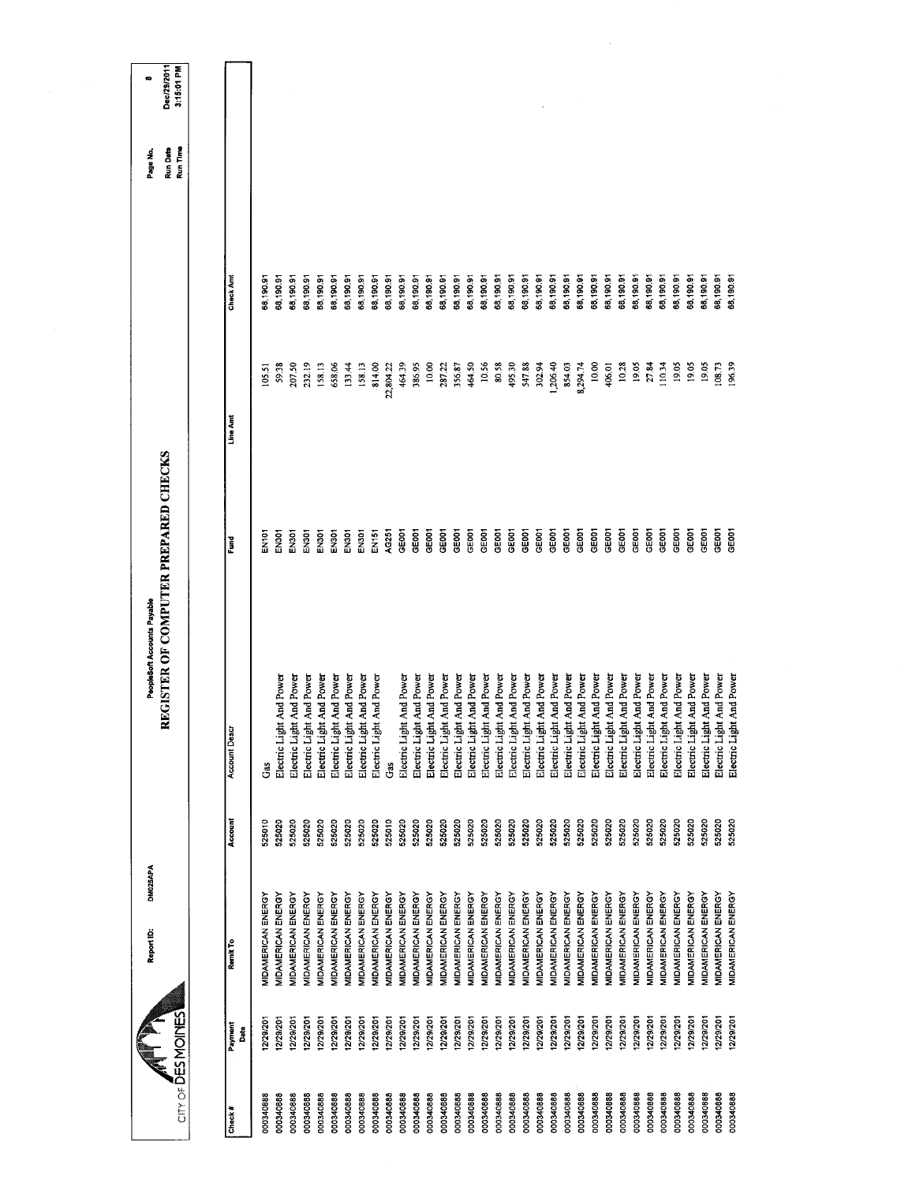CITY OF DES MOINES

Report ID: DM025APA

PeopleSoft Accounts Payable

# REGISTER OF COMPUTER PREPARED CHECKS

Run Date Dec/29/2011
Run Time 3:15:01 PM

| Check # | Payment Date | Remit To | Account | Account Descr | Fund | Line Amt | Check Amt |
|---|---|---|---|---|---|---|---|
| 000340888 | 12/29/201 | MIDAMERICAN ENERGY | 525010 | Gas | EN101 | 105.51 | 68,190.91 |
| 000340888 | 12/29/201 | MIDAMERICAN ENERGY | 525020 | Electric Light And Power | EN301 | 59.38 | 68,190.91 |
| 000340888 | 12/29/201 | MIDAMERICAN ENERGY | 525020 | Electric Light And Power | EN301 | 207.50 | 68,190.91 |
| 000340888 | 12/29/201 | MIDAMERICAN ENERGY | 525020 | Electric Light And Power | EN301 | 232.19 | 68,190.91 |
| 000340888 | 12/29/201 | MIDAMERICAN ENERGY | 525020 | Electric Light And Power | EN301 | 158.13 | 68,190.91 |
| 000340888 | 12/29/201 | MIDAMERICAN ENERGY | 525020 | Electric Light And Power | EN301 | 658.06 | 68,190.91 |
| 000340888 | 12/29/201 | MIDAMERICAN ENERGY | 525020 | Electric Light And Power | EN301 | 133.44 | 68,190.91 |
| 000340888 | 12/29/201 | MIDAMERICAN ENERGY | 525020 | Electric Light And Power | EN301 | 158.13 | 68,190.91 |
| 000340888 | 12/29/201 | MIDAMERICAN ENERGY | 525020 | Electric Light And Power | EN151 | 814.00 | 68,190.91 |
| 000340888 | 12/29/201 | MIDAMERICAN ENERGY | 525010 | Gas | AG251 | 22,804.22 | 68,190.91 |
| 000340888 | 12/29/201 | MIDAMERICAN ENERGY | 525020 | Electric Light And Power | GE001 | 464.39 | 68,190.91 |
| 000340888 | 12/29/201 | MIDAMERICAN ENERGY | 525020 | Electric Light And Power | GE001 | 386.95 | 68,190.91 |
| 000340888 | 12/29/201 | MIDAMERICAN ENERGY | 525020 | Electric Light And Power | GE001 | 10.00 | 68,190.91 |
| 000340888 | 12/29/201 | MIDAMERICAN ENERGY | 525020 | Electric Light And Power | GE001 | 287.22 | 68,190.91 |
| 000340888 | 12/29/201 | MIDAMERICAN ENERGY | 525020 | Electric Light And Power | GE001 | 356.87 | 68,190.91 |
| 000340888 | 12/29/201 | MIDAMERICAN ENERGY | 525020 | Electric Light And Power | GE001 | 464.50 | 68,190.91 |
| 000340888 | 12/29/201 | MIDAMERICAN ENERGY | 525020 | Electric Light And Power | GE001 | 10.56 | 68,190.91 |
| 000340888 | 12/29/201 | MIDAMERICAN ENERGY | 525020 | Electric Light And Power | GE001 | 80.58 | 68,190.91 |
| 000340888 | 12/29/201 | MIDAMERICAN ENERGY | 525020 | Electric Light And Power | GE001 | 495.30 | 68,190.91 |
| 000340888 | 12/29/201 | MIDAMERICAN ENERGY | 525020 | Electric Light And Power | GE001 | 547.88 | 68,190.91 |
| 000340888 | 12/29/201 | MIDAMERICAN ENERGY | 525020 | Electric Light And Power | GE001 | 302.94 | 68,190.91 |
| 000340888 | 12/29/201 | MIDAMERICAN ENERGY | 525020 | Electric Light And Power | GE001 | 1,206.40 | 68,190.91 |
| 000340888 | 12/29/201 | MIDAMERICAN ENERGY | 525020 | Electric Light And Power | GE001 | 854.03 | 68,190.91 |
| 000340888 | 12/29/201 | MIDAMERICAN ENERGY | 525020 | Electric Light And Power | GE001 | 8,294.74 | 68,190.91 |
| 000340888 | 12/29/201 | MIDAMERICAN ENERGY | 525020 | Electric Light And Power | GE001 | 10.00 | 68,190.91 |
| 000340888 | 12/29/201 | MIDAMERICAN ENERGY | 525020 | Electric Light And Power | GE001 | 406.01 | 68,190.91 |
| 000340888 | 12/29/201 | MIDAMERICAN ENERGY | 525020 | Electric Light And Power | GE001 | 10.28 | 68,190.91 |
| 000340888 | 12/29/201 | MIDAMERICAN ENERGY | 525020 | Electric Light And Power | GE001 | 19.05 | 68,190.91 |
| 000340888 | 12/29/201 | MIDAMERICAN ENERGY | 525020 | Electric Light And Power | GE001 | 27.84 | 68,190.91 |
| 000340888 | 12/29/201 | MIDAMERICAN ENERGY | 525020 | Electric Light And Power | GE001 | 110.34 | 68,190.91 |
| 000340888 | 12/29/201 | MIDAMERICAN ENERGY | 525020 | Electric Light And Power | GE001 | 19.05 | 68,190.91 |
| 000340888 | 12/29/201 | MIDAMERICAN ENERGY | 525020 | Electric Light And Power | GE001 | 19.05 | 68,190.91 |
| 000340888 | 12/29/201 | MIDAMERICAN ENERGY | 525020 | Electric Light And Power | GE001 | 19.05 | 68,190.91 |
| 000340888 | 12/29/201 | MIDAMERICAN ENERGY | 525020 | Electric Light And Power | GE001 | 108.73 | 68,190.91 |
| 000340888 | 12/29/201 | MIDAMERICAN ENERGY | 525020 | Electric Light And Power | GE001 | 196.39 | 68,190.91 |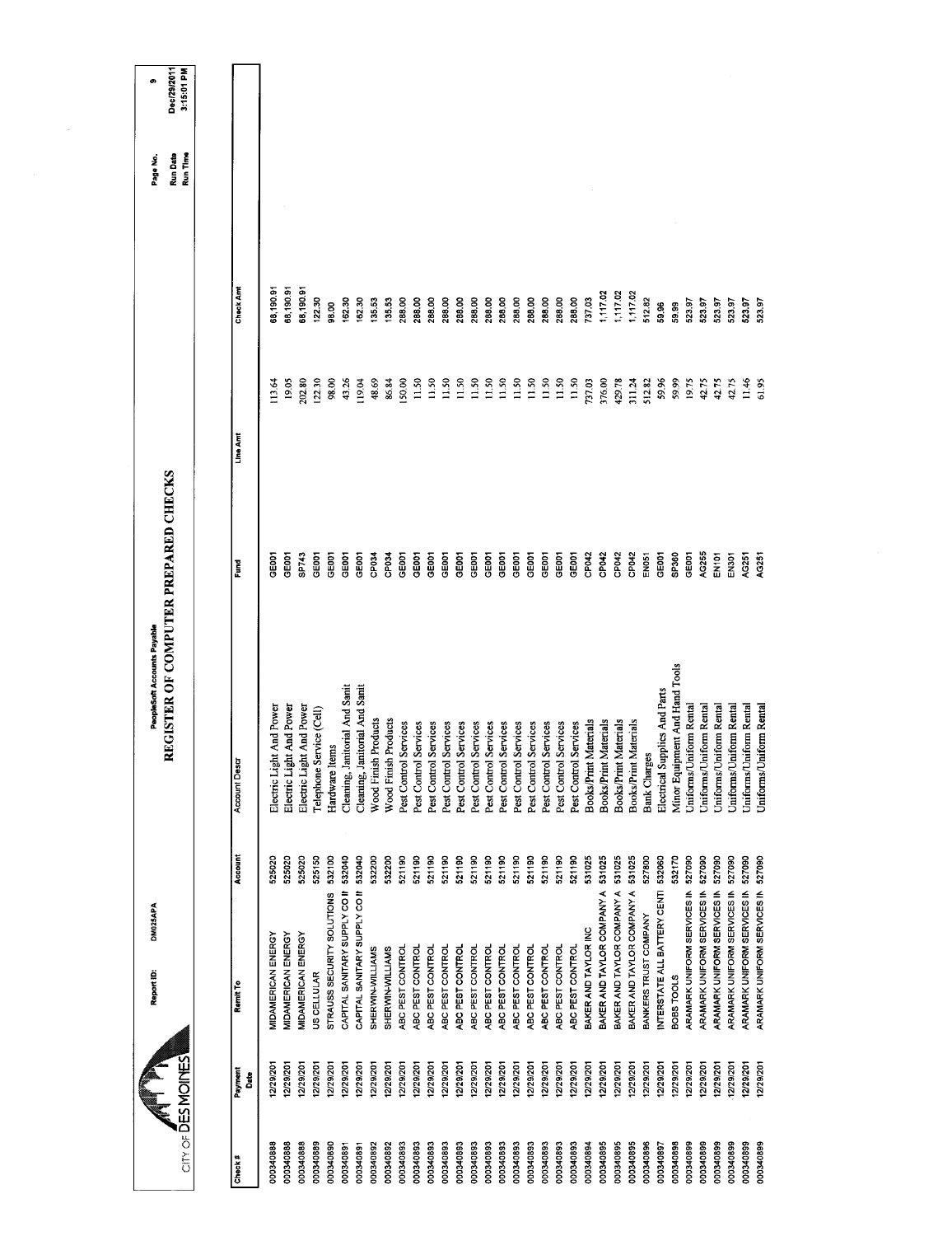CITY OF DES MOINES

Report ID: DM025APA

PeopleSoft Accounts Payable

# REGISTER OF COMPUTER PREPARED CHECKS

Page No. 9
Run Date Dec/29/2011
Run Time 3:15:01 PM

| Check # | Payment Date | Remit To | Account | Account Descr | Fund | Line Amt | Check Amt |
|---|---|---|---|---|---|---|---|
| 000340888 | 12/29/201 | MIDAMERICAN ENERGY | 525020 | Electric Light And Power | GE001 | 113.64 | 68,190.91 |
| 000340888 | 12/29/201 | MIDAMERICAN ENERGY | 525020 | Electric Light And Power | GE001 | 19.05 | 68,190.91 |
| 000340888 | 12/29/201 | MIDAMERICAN ENERGY | 525020 | Electric Light And Power | SP743 | 202.80 | 68,190.91 |
| 000340889 | 12/29/201 | US CELLULAR | 525150 | Telephone Service (Cell) | GE001 | 122.30 | 122.30 |
| 000340890 | 12/29/201 | STRAUSS SECURITY SOLUTIONS | 532100 | Hardware Items | GE001 | 98.00 | 98.00 |
| 000340891 | 12/29/201 | CAPITAL SANITARY SUPPLY CO II | 532040 | Cleaning, Janitorial And Sanit | GE001 | 43.26 | 162.30 |
| 000340891 | 12/29/201 | CAPITAL SANITARY SUPPLY CO II | 532040 | Cleaning, Janitorial And Sanit | GE001 | 119.04 | 162.30 |
| 000340892 | 12/29/201 | SHERWIN-WILLIAMS | 532200 | Wood Finish Products | CP034 | 48.69 | 135.53 |
| 000340892 | 12/29/201 | SHERWIN-WILLIAMS | 532200 | Wood Finish Products | CP034 | 86.84 | 135.53 |
| 000340893 | 12/29/201 | ABC PEST CONTROL | 521190 | Pest Control Services | GE001 | 150.00 | 288.00 |
| 000340893 | 12/29/201 | ABC PEST CONTROL | 521190 | Pest Control Services | GE001 | 11.50 | 288.00 |
| 000340893 | 12/29/201 | ABC PEST CONTROL | 521190 | Pest Control Services | GE001 | 11.50 | 288.00 |
| 000340893 | 12/29/201 | ABC PEST CONTROL | 521190 | Pest Control Services | GE001 | 11.50 | 288.00 |
| 000340893 | 12/29/201 | ABC PEST CONTROL | 521190 | Pest Control Services | GE001 | 11.50 | 288.00 |
| 000340893 | 12/29/201 | ABC PEST CONTROL | 521190 | Pest Control Services | GE001 | 11.50 | 288.00 |
| 000340893 | 12/29/201 | ABC PEST CONTROL | 521190 | Pest Control Services | GE001 | 11.50 | 288.00 |
| 000340893 | 12/29/201 | ABC PEST CONTROL | 521190 | Pest Control Services | GE001 | 11.50 | 288.00 |
| 000340893 | 12/29/201 | ABC PEST CONTROL | 521190 | Pest Control Services | GE001 | 11.50 | 288.00 |
| 000340893 | 12/29/201 | ABC PEST CONTROL | 521190 | Pest Control Services | GE001 | 11.50 | 288.00 |
| 000340893 | 12/29/201 | ABC PEST CONTROL | 521190 | Pest Control Services | GE001 | 11.50 | 288.00 |
| 000340893 | 12/29/201 | ABC PEST CONTROL | 521190 | Pest Control Services | GE001 | 11.50 | 288.00 |
| 000340893 | 12/29/201 | ABC PEST CONTROL | 521190 | Pest Control Services | GE001 | 11.50 | 288.00 |
| 000340894 | 12/29/201 | BAKER AND TAYLOR INC | 531025 | Books/Print Materials | CP042 | 737.03 | 737.03 |
| 000340895 | 12/29/201 | BAKER AND TAYLOR COMPANY A | 531025 | Books/Print Materials | CP042 | 376.00 | 1,117.02 |
| 000340895 | 12/29/201 | BAKER AND TAYLOR COMPANY A | 531025 | Books/Print Materials | CP042 | 429.78 | 1,117.02 |
| 000340895 | 12/29/201 | BAKER AND TAYLOR COMPANY A | 531025 | Books/Print Materials | CP042 | 311.24 | 1,117.02 |
| 000340896 | 12/29/201 | BANKERS TRUST COMPANY | 527800 | Bank Charges | EN051 | 512.82 | 512.82 |
| 000340897 | 12/29/201 | INTERSTATE ALL BATTERY CENTI | 532060 | Electrical Supplies And Parts | GE001 | 59.96 | 59.96 |
| 000340898 | 12/29/201 | BOBS TOOLS | 532170 | Minor Equipment And Hand Tools | SP360 | 59.99 | 59.99 |
| 000340899 | 12/29/201 | ARAMARK UNIFORM SERVICES IN | 527090 | Uniforms/Uniform Rental | GE001 | 19.75 | 523.97 |
| 000340899 | 12/29/201 | ARAMARK UNIFORM SERVICES IN | 527090 | Uniforms/Uniform Rental | AG255 | 42.75 | 523.97 |
| 000340899 | 12/29/201 | ARAMARK UNIFORM SERVICES IN | 527090 | Uniforms/Uniform Rental | EN101 | 42.75 | 523.97 |
| 000340899 | 12/29/201 | ARAMARK UNIFORM SERVICES IN | 527090 | Uniforms/Uniform Rental | EN301 | 42.75 | 523.97 |
| 000340899 | 12/29/201 | ARAMARK UNIFORM SERVICES IN | 527090 | Uniforms/Uniform Rental | AG251 | 11.46 | 523.97 |
| 000340899 | 12/29/201 | ARAMARK UNIFORM SERVICES IN | 527090 | Uniforms/Uniform Rental | AG251 | 61.95 | 523.97 |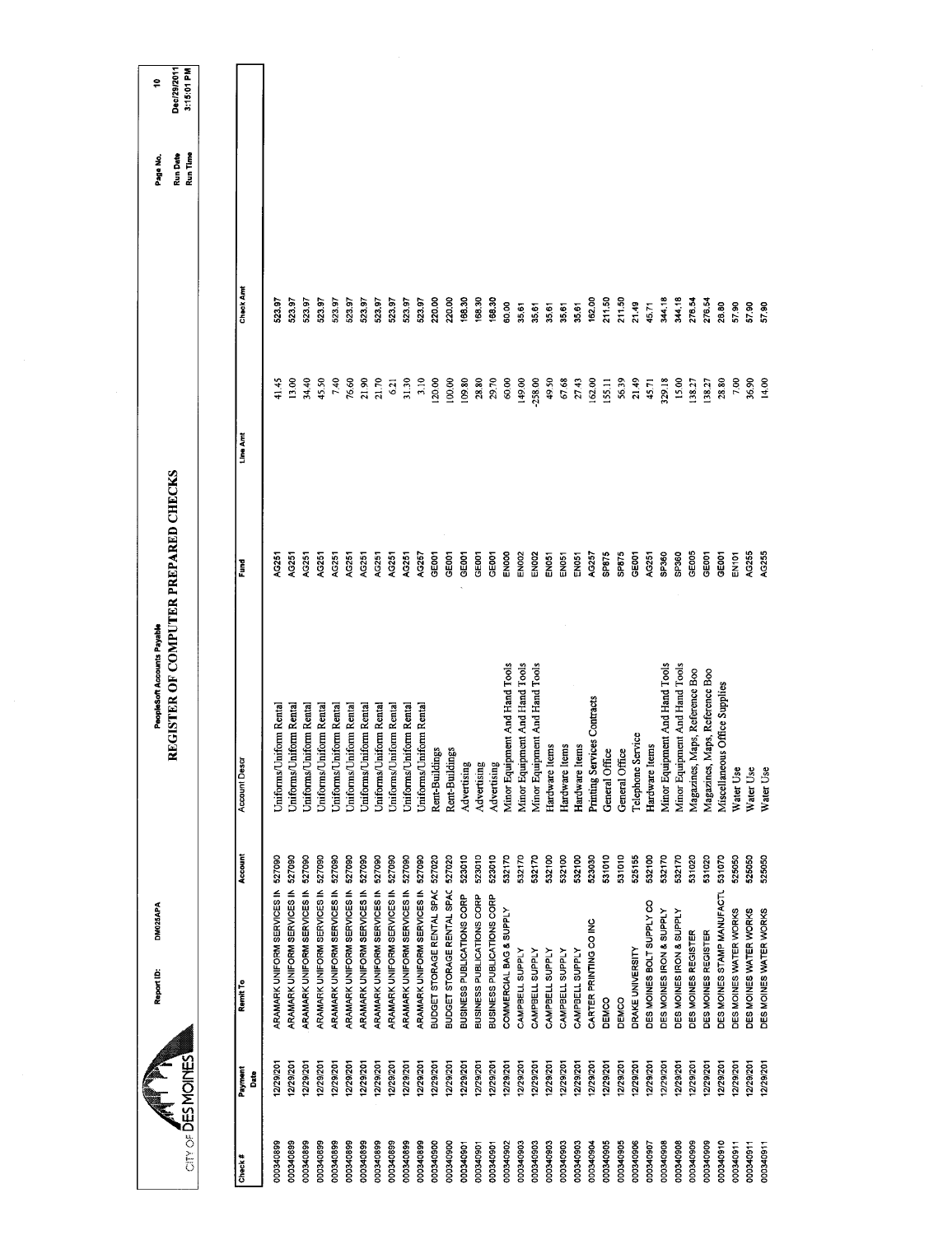CITY OF DES MOINES

Report ID: DM025APA

PeopleSoft Accounts Payable

# REGISTER OF COMPUTER PREPARED CHECKS

Page No. 10
Run Date Dec/29/2011
Run Time 3:15:01 PM

| Check # | Payment Date | Remit To | Account | Account Descr | Fund | Line Amt | Check Amt |
|---|---|---|---|---|---|---|---|
| 000340899 | 12/29/201 | ARAMARK UNIFORM SERVICES IN | 527090 | Uniforms/Uniform Rental | AG251 | 41.45 | 523.97 |
| 000340899 | 12/29/201 | ARAMARK UNIFORM SERVICES IN | 527090 | Uniforms/Uniform Rental | AG251 | 13.00 | 523.97 |
| 000340899 | 12/29/201 | ARAMARK UNIFORM SERVICES IN | 527090 | Uniforms/Uniform Rental | AG251 | 34.40 | 523.97 |
| 000340899 | 12/29/201 | ARAMARK UNIFORM SERVICES IN | 527090 | Uniforms/Uniform Rental | AG251 | 45.50 | 523.97 |
| 000340899 | 12/29/201 | ARAMARK UNIFORM SERVICES IN | 527090 | Uniforms/Uniform Rental | AG251 | 7.40 | 523.97 |
| 000340899 | 12/29/201 | ARAMARK UNIFORM SERVICES IN | 527090 | Uniforms/Uniform Rental | AG251 | 76.60 | 523.97 |
| 000340899 | 12/29/201 | ARAMARK UNIFORM SERVICES IN | 527090 | Uniforms/Uniform Rental | AG251 | 21.90 | 523.97 |
| 000340899 | 12/29/201 | ARAMARK UNIFORM SERVICES IN | 527090 | Uniforms/Uniform Rental | AG251 | 21.70 | 523.97 |
| 000340899 | 12/29/201 | ARAMARK UNIFORM SERVICES IN | 527090 | Uniforms/Uniform Rental | AG251 | 6.21 | 523.97 |
| 000340899 | 12/29/201 | ARAMARK UNIFORM SERVICES IN | 527090 | Uniforms/Uniform Rental | AG251 | 31.30 | 523.97 |
| 000340899 | 12/29/201 | ARAMARK UNIFORM SERVICES IN | 527090 | Uniforms/Uniform Rental | AG257 | 3.10 | 523.97 |
| 000340900 | 12/29/201 | BUDGET STORAGE RENTAL SPAC | 527020 | Rent-Buildings | GE001 | 120.00 | 220.00 |
| 000340900 | 12/29/201 | BUDGET STORAGE RENTAL SPAC | 527020 | Rent-Buildings | GE001 | 100.00 | 220.00 |
| 000340901 | 12/29/201 | BUSINESS PUBLICATIONS CORP | 523010 | Advertising | GE001 | 109.80 | 168.30 |
| 000340901 | 12/29/201 | BUSINESS PUBLICATIONS CORP | 523010 | Advertising | GE001 | 28.80 | 168.30 |
| 000340901 | 12/29/201 | BUSINESS PUBLICATIONS CORP | 523010 | Advertising | GE001 | 29.70 | 168.30 |
| 000340902 | 12/29/201 | COMMERCIAL BAG & SUPPLY | 532170 | Minor Equipment And Hand Tools | EN000 | 60.00 | 60.00 |
| 000340903 | 12/29/201 | CAMPBELL SUPPLY | 532170 | Minor Equipment And Hand Tools | EN002 | 149.00 | 35.61 |
| 000340903 | 12/29/201 | CAMPBELL SUPPLY | 532170 | Minor Equipment And Hand Tools | EN002 | -258.00 | 35.61 |
| 000340903 | 12/29/201 | CAMPBELL SUPPLY | 532100 | Hardware Items | EN051 | 49.50 | 35.61 |
| 000340903 | 12/29/201 | CAMPBELL SUPPLY | 532100 | Hardware Items | EN051 | 67.68 | 35.61 |
| 000340903 | 12/29/201 | CAMPBELL SUPPLY | 532100 | Hardware Items | EN051 | 27.43 | 35.61 |
| 000340904 | 12/29/201 | CARTER PRINTING CO INC | 523030 | Printing Services Contracts | AG257 | 162.00 | 162.00 |
| 000340905 | 12/29/201 | DEMCO | 531010 | General Office | SP875 | 155.11 | 211.50 |
| 000340905 | 12/29/201 | DEMCO | 531010 | General Office | SP875 | 56.39 | 211.50 |
| 000340906 | 12/29/201 | DRAKE UNIVERSITY | 525155 | Telephone Service | GE001 | 21.49 | 21.49 |
| 000340907 | 12/29/201 | DES MOINES BOLT SUPPLY CO | 532100 | Hardware Items | AG251 | 45.71 | 45.71 |
| 000340908 | 12/29/201 | DES MOINES IRON & SUPPLY | 532170 | Minor Equipment And Hand Tools | SP360 | 329.18 | 344.18 |
| 000340908 | 12/29/201 | DES MOINES IRON & SUPPLY | 532170 | Minor Equipment And Hand Tools | SP360 | 15.00 | 344.18 |
| 000340909 | 12/29/201 | DES MOINES REGISTER | 531020 | Magazines, Maps, Reference Boo | GE005 | 138.27 | 276.54 |
| 000340909 | 12/29/201 | DES MOINES REGISTER | 531020 | Magazines, Maps, Reference Boo | GE001 | 138.27 | 276.54 |
| 000340910 | 12/29/201 | DES MOINES STAMP MANUFACTL | 531070 | Miscellaneous Office Supplies | GE001 | 28.80 | 28.80 |
| 000340911 | 12/29/201 | DES MOINES WATER WORKS | 525050 | Water Use | EN101 | 7.00 | 57.90 |
| 000340911 | 12/29/201 | DES MOINES WATER WORKS | 525050 | Water Use | AG255 | 36.90 | 57.90 |
| 000340911 | 12/29/201 | DES MOINES WATER WORKS | 525050 | Water Use | AG255 | 14.00 | 57.90 |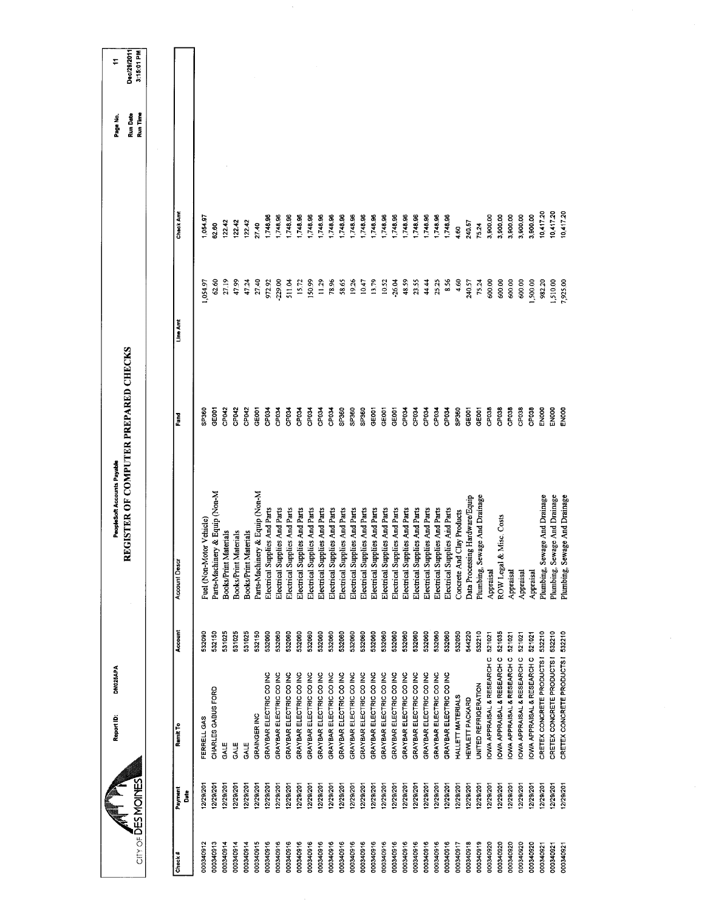CITY OF DES MOINES

Report ID: DM025APA

PeopleSoft Accounts Payable

# REGISTER OF COMPUTER PREPARED CHECKS

Page No. 11
Run Date Dec/29/2011
Run Time 3:15:01 PM

| Check # | Payment Date | Remit To | Account | Account Descr | Fund | Line Amt | Check Amt |
|---|---|---|---|---|---|---|---|
| 000340912 | 12/29/201 | FERRELL GAS | 532090 | Fuel (Non-Motor Vehicle) | SP360 | 1,054.97 | 1,054.97 |
| 000340913 | 12/29/201 | CHARLES GABUS FORD | 532150 | Parts-Machinery & Equip (Non-M | GE001 | 62.60 | 62.60 |
| 000340914 | 12/29/201 | GALE | 531025 | Books/Print Materials | CP042 | 27.19 | 122.42 |
| 000340914 | 12/29/201 | GALE | 531025 | Books/Print Materials | CP042 | 47.99 | 122.42 |
| 000340914 | 12/29/201 | GALE | 531025 | Books/Print Materials | CP042 | 47.24 | 122.42 |
| 000340915 | 12/29/201 | GRAINGER INC | 532150 | Parts-Machinery & Equip (Non-M | GE001 | 27.40 | 27.40 |
| 000340916 | 12/29/201 | GRAYBAR ELECTRIC CO INC | 532060 | Electrical Supplies And Parts | CP034 | 972.92 | 1,748.96 |
| 000340916 | 12/29/201 | GRAYBAR ELECTRIC CO INC | 532060 | Electrical Supplies And Parts | CP034 | -229.00 | 1,748.96 |
| 000340916 | 12/29/201 | GRAYBAR ELECTRIC CO INC | 532060 | Electrical Supplies And Parts | CP034 | 511.04 | 1,748.96 |
| 000340916 | 12/29/201 | GRAYBAR ELECTRIC CO INC | 532060 | Electrical Supplies And Parts | CP034 | 15.72 | 1,748.96 |
| 000340916 | 12/29/201 | GRAYBAR ELECTRIC CO INC | 532060 | Electrical Supplies And Parts | CP034 | 150.99 | 1,748.96 |
| 000340916 | 12/29/201 | GRAYBAR ELECTRIC CO INC | 532060 | Electrical Supplies And Parts | CP034 | 11.29 | 1,748.96 |
| 000340916 | 12/29/201 | GRAYBAR ELECTRIC CO INC | 532060 | Electrical Supplies And Parts | CP034 | 78.96 | 1,748.96 |
| 000340916 | 12/29/201 | GRAYBAR ELECTRIC CO INC | 532060 | Electrical Supplies And Parts | SP360 | 58.65 | 1,748.96 |
| 000340916 | 12/29/201 | GRAYBAR ELECTRIC CO INC | 532060 | Electrical Supplies And Parts | SP360 | 19.26 | 1,748.96 |
| 000340916 | 12/29/201 | GRAYBAR ELECTRIC CO INC | 532060 | Electrical Supplies And Parts | GE001 | 10.47 | 1,748.96 |
| 000340916 | 12/29/201 | GRAYBAR ELECTRIC CO INC | 532060 | Electrical Supplies And Parts | GE001 | 13.79 | 1,748.96 |
| 000340916 | 12/29/201 | GRAYBAR ELECTRIC CO INC | 532060 | Electrical Supplies And Parts | GE001 | 10.52 | 1,748.96 |
| 000340916 | 12/29/201 | GRAYBAR ELECTRIC CO INC | 532060 | Electrical Supplies And Parts | GE001 | -26.04 | 1,748.96 |
| 000340916 | 12/29/201 | GRAYBAR ELECTRIC CO INC | 532060 | Electrical Supplies And Parts | CP034 | 48.59 | 1,748.96 |
| 000340916 | 12/29/201 | GRAYBAR ELECTRIC CO INC | 532060 | Electrical Supplies And Parts | CP034 | 23.55 | 1,748.96 |
| 000340916 | 12/29/201 | GRAYBAR ELECTRIC CO INC | 532060 | Electrical Supplies And Parts | CP034 | 44.44 | 1,748.96 |
| 000340916 | 12/29/201 | GRAYBAR ELECTRIC CO INC | 532060 | Electrical Supplies And Parts | CP034 | 25.25 | 1,748.96 |
| 000340916 | 12/29/201 | GRAYBAR ELECTRIC CO INC | 532060 | Electrical Supplies And Parts | CP034 | 8.56 | 1,748.96 |
| 000340917 | 12/29/201 | HALLETT MATERIALS | 532050 | Concrete And Clay Products | SP360 | 4.60 | 4.60 |
| 000340918 | 12/29/201 | HEWLETT PACKARD | 544220 | Data Processing Hardware/Equip | GE001 | 240.57 | 240.57 |
| 000340919 | 12/29/201 | UNITED REFRIGERATION | 532210 | Plumbing, Sewage And Drainage | GE001 | 75.24 | 75.24 |
| 000340920 | 12/29/201 | IOWA APPRAISAL & RESEARCH C | 521021 | Appraisal | CP038 | 600.00 | 3,900.00 |
| 000340920 | 12/29/201 | IOWA APPRAISAL & RESEARCH C | 521035 | ROW Legal & Misc. Costs | CP038 | 600.00 | 3,900.00 |
| 000340920 | 12/29/201 | IOWA APPRAISAL & RESEARCH C | 521021 | Appraisal | CP038 | 600.00 | 3,900.00 |
| 000340920 | 12/29/201 | IOWA APPRAISAL & RESEARCH C | 521021 | Appraisal | CP038 | 600.00 | 3,900.00 |
| 000340920 | 12/29/201 | IOWA APPRAISAL & RESEARCH C | 521021 | Appraisal | CP038 | 1,500.00 | 3,900.00 |
| 000340921 | 12/29/201 | CRETEX CONCRETE PRODUCTS I | 532210 | Plumbing, Sewage And Drainage | EN000 | 982.20 | 10,417.20 |
| 000340921 | 12/29/201 | CRETEX CONCRETE PRODUCTS I | 532210 | Plumbing, Sewage And Drainage | EN000 | 1,510.00 | 10,417.20 |
| 000340921 | 12/29/201 | CRETEX CONCRETE PRODUCTS I | 532210 | Plumbing, Sewage And Drainage | EN000 | 7,925.00 | 10,417.20 |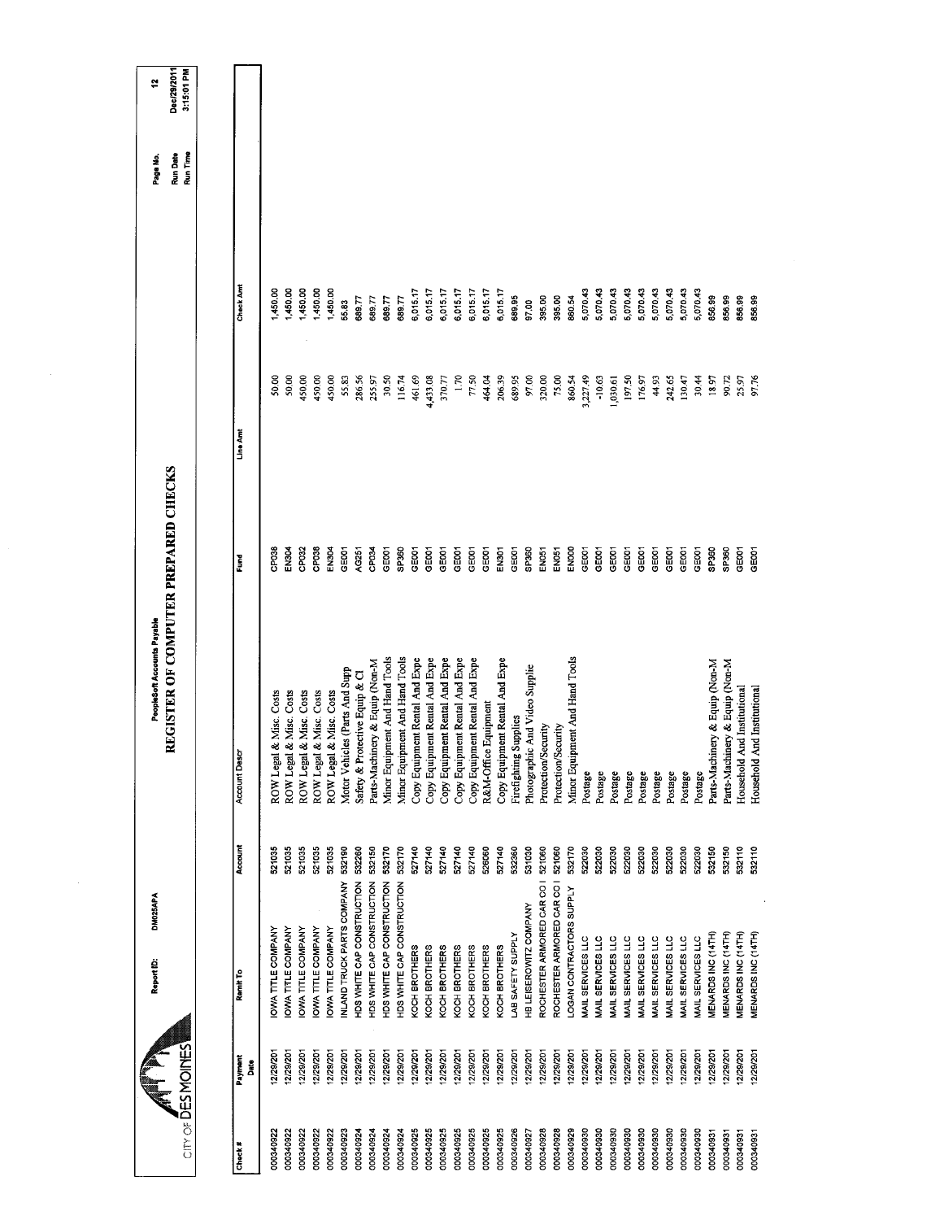CITY OF DES MOINES

Report ID: DM025APA

PeopleSoft Accounts Payable

# REGISTER OF COMPUTER PREPARED CHECKS

Page No. 12
Run Date Dec/29/2011
Run Time 3:15:01 PM

| Check # | Payment Date | Remit To | Account | Account Descr | Fund | Line Amt | Check Amt |
|---|---|---|---|---|---|---|---|
| 000340922 | 12/29/201 | IOWA TITLE COMPANY | 521035 | ROW Legal & Misc. Costs | CP038 | 50.00 | 1,450.00 |
| 000340922 | 12/29/201 | IOWA TITLE COMPANY | 521035 | ROW Legal & Misc. Costs | EN304 | 50.00 | 1,450.00 |
| 000340922 | 12/29/201 | IOWA TITLE COMPANY | 521035 | ROW Legal & Misc. Costs | CP032 | 450.00 | 1,450.00 |
| 000340922 | 12/29/201 | IOWA TITLE COMPANY | 521035 | ROW Legal & Misc. Costs | CP038 | 450.00 | 1,450.00 |
| 000340922 | 12/29/201 | IOWA TITLE COMPANY | 521035 | ROW Legal & Misc. Costs | EN304 | 450.00 | 1,450.00 |
| 000340923 | 12/29/201 | INLAND TRUCK PARTS COMPANY | 532190 | Motor Vehicles (Parts And Supp | GE001 | 55.83 | 55.83 |
| 000340924 | 12/29/201 | HDS WHITE CAP CONSTRUCTION | 532260 | Safety & Protective Equip & Cl | AG251 | 286.56 | 689.77 |
| 000340924 | 12/29/201 | HDS WHITE CAP CONSTRUCTION | 532150 | Parts-Machinery & Equip (Non-M | CP034 | 255.97 | 689.77 |
| 000340924 | 12/29/201 | HDS WHITE CAP CONSTRUCTION | 532170 | Minor Equipment And Hand Tools | GE001 | 30.50 | 689.77 |
| 000340924 | 12/29/201 | HDS WHITE CAP CONSTRUCTION | 532170 | Minor Equipment And Hand Tools | SP360 | 116.74 | 689.77 |
| 000340925 | 12/29/201 | KOCH BROTHERS | 527140 | Copy Equipment Rental And Expe | GE001 | 461.69 | 6,015.17 |
| 000340925 | 12/29/201 | KOCH BROTHERS | 527140 | Copy Equipment Rental And Expe | GE001 | 4,433.08 | 6,015.17 |
| 000340925 | 12/29/201 | KOCH BROTHERS | 527140 | Copy Equipment Rental And Expe | GE001 | 370.77 | 6,015.17 |
| 000340925 | 12/29/201 | KOCH BROTHERS | 527140 | Copy Equipment Rental And Expe | GE001 | 1.70 | 6,015.17 |
| 000340925 | 12/29/201 | KOCH BROTHERS | 527140 | Copy Equipment Rental And Expe | GE001 | 77.50 | 6,015.17 |
| 000340925 | 12/29/201 | KOCH BROTHERS | 526060 | R&M-Office Equipment | GE001 | 464.04 | 6,015.17 |
| 000340925 | 12/29/201 | KOCH BROTHERS | 527140 | Copy Equipment Rental And Expe | EN301 | 206.39 | 6,015.17 |
| 000340926 | 12/29/201 | LAB SAFETY SUPPLY | 532360 | Firefighting Supplies | GE001 | 689.95 | 689.95 |
| 000340927 | 12/29/201 | HB LEISEROWITZ COMPANY | 531030 | Photographic And Video Supplie | SP360 | 97.00 | 97.00 |
| 000340928 | 12/29/201 | ROCHESTER ARMORED CAR CO I | 521060 | Protection/Security | EN051 | 320.00 | 395.00 |
| 000340928 | 12/29/201 | ROCHESTER ARMORED CAR CO I | 521060 | Protection/Security | EN051 | 75.00 | 395.00 |
| 000340929 | 12/29/201 | LOGAN CONTRACTORS SUPPLY | 532170 | Minor Equipment And Hand Tools | EN000 | 860.54 | 860.54 |
| 000340930 | 12/29/201 | MAIL SERVICES LLC | 522030 | Postage | GE001 | 3,227.49 | 5,070.43 |
| 000340930 | 12/29/201 | MAIL SERVICES LLC | 522030 | Postage | GE001 | -10.63 | 5,070.43 |
| 000340930 | 12/29/201 | MAIL SERVICES LLC | 522030 | Postage | GE001 | 1,030.61 | 5,070.43 |
| 000340930 | 12/29/201 | MAIL SERVICES LLC | 522030 | Postage | GE001 | 197.50 | 5,070.43 |
| 000340930 | 12/29/201 | MAIL SERVICES LLC | 522030 | Postage | GE001 | 176.97 | 5,070.43 |
| 000340930 | 12/29/201 | MAIL SERVICES LLC | 522030 | Postage | GE001 | 44.93 | 5,070.43 |
| 000340930 | 12/29/201 | MAIL SERVICES LLC | 522030 | Postage | GE001 | 242.65 | 5,070.43 |
| 000340930 | 12/29/201 | MAIL SERVICES LLC | 522030 | Postage | GE001 | 130.47 | 5,070.43 |
| 000340930 | 12/29/201 | MAIL SERVICES LLC | 522030 | Postage | GE001 | 30.44 | 5,070.43 |
| 000340931 | 12/29/201 | MENARDS INC (14TH) | 532150 | Parts-Machinery & Equip (Non-M | SP360 | 18.97 | 856.99 |
| 000340931 | 12/29/201 | MENARDS INC (14TH) | 532150 | Parts-Machinery & Equip (Non-M | SP360 | 90.72 | 856.99 |
| 000340931 | 12/29/201 | MENARDS INC (14TH) | 532110 | Household And Institutional | GE001 | 25.97 | 856.99 |
| 000340931 | 12/29/201 | MENARDS INC (14TH) | 532110 | Household And Institutional | GE001 | 97.76 | 856.99 |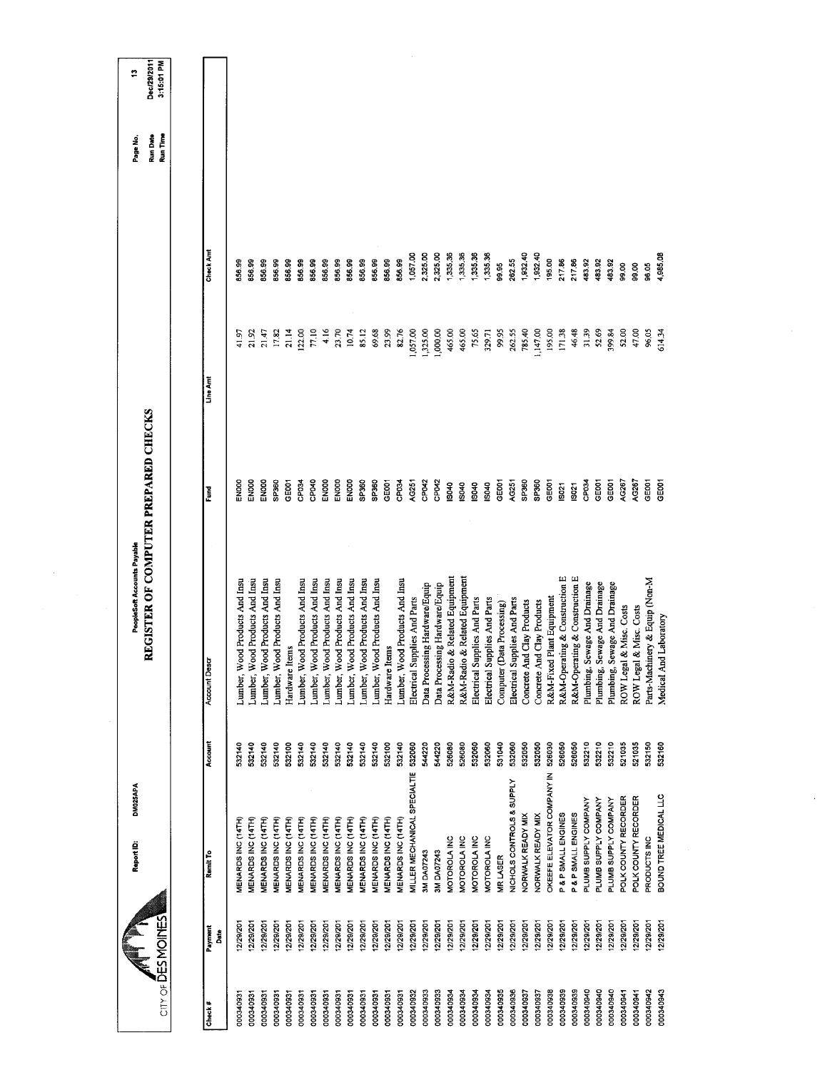CITY OF DES MOINES

Report ID: DM025APA

PeopleSoft Accounts Payable

# REGISTER OF COMPUTER PREPARED CHECKS

Page No. 13
Run Date Dec/29/2011
Run Time 3:16:01 PM

| Check # | Payment Date | Remit To | Account | Account Descr | Fund | Line Amt | Check Amt |
|---|---|---|---|---|---|---|---|
| 000340931 | 12/29/201 | MENARDS INC (14TH) | 532140 | Lumber, Wood Products And Insu | EN000 | 41.97 | 856.99 |
| 000340931 | 12/29/201 | MENARDS INC (14TH) | 532140 | Lumber, Wood Products And Insu | EN000 | 21.92 | 856.99 |
| 000340931 | 12/29/201 | MENARDS INC (14TH) | 532140 | Lumber, Wood Products And Insu | EN000 | 21.47 | 856.99 |
| 000340931 | 12/29/201 | MENARDS INC (14TH) | 532140 | Lumber, Wood Products And Insu | SP360 | 17.82 | 856.99 |
| 000340931 | 12/29/201 | MENARDS INC (14TH) | 532100 | Hardware Items | GE001 | 21.14 | 856.99 |
| 000340931 | 12/29/201 | MENARDS INC (14TH) | 532140 | Lumber, Wood Products And Insu | CP034 | 122.00 | 856.99 |
| 000340931 | 12/29/201 | MENARDS INC (14TH) | 532140 | Lumber, Wood Products And Insu | CP040 | 77.10 | 856.99 |
| 000340931 | 12/29/201 | MENARDS INC (14TH) | 532140 | Lumber, Wood Products And Insu | EN000 | 4.16 | 856.99 |
| 000340931 | 12/29/201 | MENARDS INC (14TH) | 532140 | Lumber, Wood Products And Insu | EN000 | 23.70 | 856.99 |
| 000340931 | 12/29/201 | MENARDS INC (14TH) | 532140 | Lumber, Wood Products And Insu | EN000 | 10.74 | 856.99 |
| 000340931 | 12/29/201 | MENARDS INC (14TH) | 532140 | Lumber, Wood Products And Insu | SP360 | 85.12 | 856.99 |
| 000340931 | 12/29/201 | MENARDS INC (14TH) | 532140 | Lumber, Wood Products And Insu | SP360 | 69.68 | 856.99 |
| 000340931 | 12/29/201 | MENARDS INC (14TH) | 532100 | Hardware Items | GE001 | 23.99 | 856.99 |
| 000340931 | 12/29/201 | MENARDS INC (14TH) | 532140 | Lumber, Wood Products And Insu | CP034 | 82.76 | 856.99 |
| 000340932 | 12/29/201 | MILLER MECHANICAL SPECIALTIE | 532060 | Electrical Supplies And Parts | AG251 | 1,057.00 | 1,057.00 |
| 000340933 | 12/29/201 | 3M DA07243 | 544220 | Data Processing Hardware/Equip | CP042 | 1,325.00 | 2,325.00 |
| 000340933 | 12/29/201 | 3M DA07243 | 544220 | Data Processing Hardware/Equip | CP042 | 1,000.00 | 2,325.00 |
| 000340934 | 12/29/201 | MOTOROLA INC | 526080 | R&M-Radio & Related Equipment | IS040 | 465.00 | 1,335.36 |
| 000340934 | 12/29/201 | MOTOROLA INC | 526080 | R&M-Radio & Related Equipment | IS040 | 465.00 | 1,335.36 |
| 000340934 | 12/29/201 | MOTOROLA INC | 532060 | Electrical Supplies And Parts | IS040 | 75.65 | 1,335.36 |
| 000340934 | 12/29/201 | MOTOROLA INC | 532060 | Electrical Supplies And Parts | IS040 | 329.71 | 1,335.36 |
| 000340935 | 12/29/201 | MR LASER | 531040 | Computer (Data Processing) | GE001 | 99.95 | 99.95 |
| 000340936 | 12/29/201 | NICHOLS CONTROLS & SUPPLY | 532060 | Electrical Supplies And Parts | AG251 | 262.55 | 262.55 |
| 000340937 | 12/29/201 | NORWALK READY MIX | 532050 | Concrete And Clay Products | SP360 | 785.40 | 1,932.40 |
| 000340937 | 12/29/201 | NORWALK READY MIX | 532050 | Concrete And Clay Products | SP360 | 1,147.00 | 1,932.40 |
| 000340938 | 12/29/201 | OKEEFE ELEVATOR COMPANY IN | 526030 | R&M-Fixed Plant Equipment | GE001 | 195.00 | 195.00 |
| 000340939 | 12/29/201 | P & P SMALL ENGINES | 526050 | R&M-Operating & Construction E | IS021 | 171.38 | 217.86 |
| 000340939 | 12/29/201 | P & P SMALL ENGINES | 526050 | R&M-Operating & Construction E | IS021 | 46.48 | 217.86 |
| 000340940 | 12/29/201 | PLUMB SUPPLY COMPANY | 532210 | Plumbing, Sewage And Drainage | CP034 | 31.39 | 483.92 |
| 000340940 | 12/29/201 | PLUMB SUPPLY COMPANY | 532210 | Plumbing, Sewage And Drainage | GE001 | 52.69 | 483.92 |
| 000340940 | 12/29/201 | PLUMB SUPPLY COMPANY | 532210 | Plumbing, Sewage And Drainage | GE001 | 399.84 | 483.92 |
| 000340941 | 12/29/201 | POLK COUNTY RECORDER | 521035 | ROW Legal & Misc. Costs | AG267 | 52.00 | 99.00 |
| 000340941 | 12/29/201 | POLK COUNTY RECORDER | 521035 | ROW Legal & Misc. Costs | AG267 | 47.00 | 99.00 |
| 000340942 | 12/29/201 | PRODUCTS INC | 532150 | Parts-Machinery & Equip (Non-M | GE001 | 96.05 | 96.05 |
| 000340943 | 12/29/201 | BOUND TREE MEDICAL LLC | 532160 | Medical And Laboratory | GE001 | 614.34 | 4,985.08 |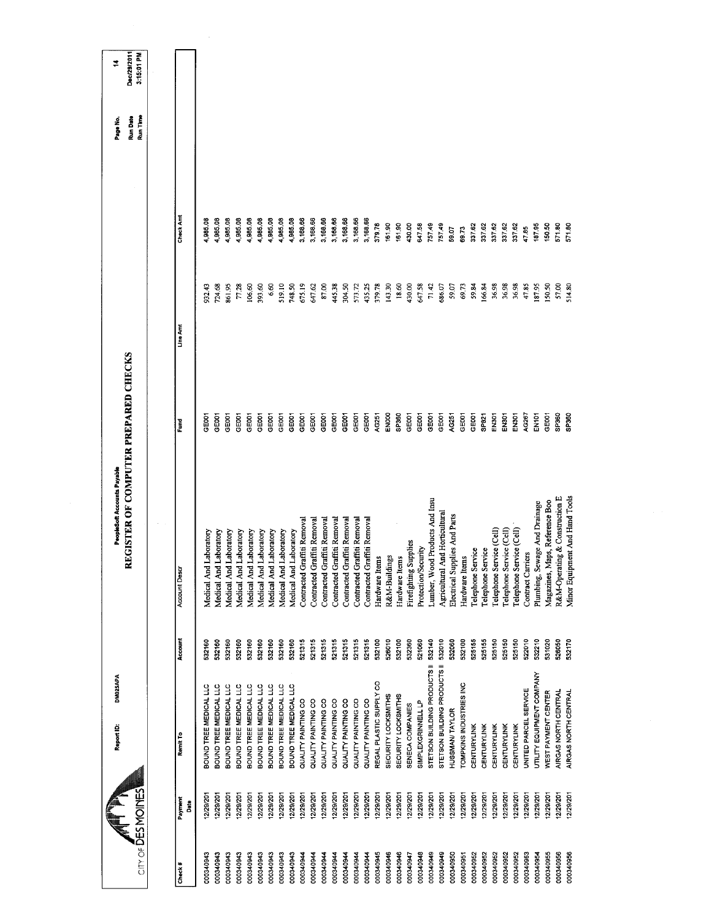CITY OF DES MOINES

Report ID: DM025APA

PeopleSoft Accounts Payable

# REGISTER OF COMPUTER PREPARED CHECKS

Run Date Dec/29/2011
Run Time 3:15:01 PM

| Check # | Payment Date | Remit To | Account | Account Descr | Fund | Line Amt | Check Amt |
|---|---|---|---|---|---|---|---|
| 000340943 | 12/29/201 | BOUND TREE MEDICAL LLC | 532160 | Medical And Laboratory | GE001 | 932.43 | 4,985.08 |
| 000340943 | 12/29/201 | BOUND TREE MEDICAL LLC | 532160 | Medical And Laboratory | GE001 | 724.68 | 4,985.08 |
| 000340943 | 12/29/201 | BOUND TREE MEDICAL LLC | 532160 | Medical And Laboratory | GE001 | 861.95 | 4,985.08 |
| 000340943 | 12/29/201 | BOUND TREE MEDICAL LLC | 532160 | Medical And Laboratory | GE001 | 77.28 | 4,985.08 |
| 000340943 | 12/29/201 | BOUND TREE MEDICAL LLC | 532160 | Medical And Laboratory | GE001 | 106.60 | 4,985.08 |
| 000340943 | 12/29/201 | BOUND TREE MEDICAL LLC | 532160 | Medical And Laboratory | GE001 | 393.60 | 4,985.08 |
| 000340943 | 12/29/201 | BOUND TREE MEDICAL LLC | 532160 | Medical And Laboratory | GE001 | 6.60 | 4,985.08 |
| 000340943 | 12/29/201 | BOUND TREE MEDICAL LLC | 532160 | Medical And Laboratory | GE001 | 519.10 | 4,985.08 |
| 000340943 | 12/29/201 | BOUND TREE MEDICAL LLC | 532160 | Medical And Laboratory | GE001 | 748.50 | 4,985.08 |
| 000340944 | 12/29/201 | QUALITY PAINTING CO | 521315 | Contracted Graffiti Removal | GE001 | 675.19 | 3,168.66 |
| 000340944 | 12/29/201 | QUALITY PAINTING CO | 521315 | Contracted Graffiti Removal | GE001 | 647.62 | 3,168.66 |
| 000340944 | 12/29/201 | QUALITY PAINTING CO | 521315 | Contracted Graffiti Removal | GE001 | 87.00 | 3,168.66 |
| 000340944 | 12/29/201 | QUALITY PAINTING CO | 521315 | Contracted Graffiti Removal | GE001 | 445.38 | 3,168.66 |
| 000340944 | 12/29/201 | QUALITY PAINTING CO | 521315 | Contracted Graffiti Removal | GE001 | 304.50 | 3,168.66 |
| 000340944 | 12/29/201 | QUALITY PAINTING CO | 521315 | Contracted Graffiti Removal | GE001 | 573.72 | 3,168.66 |
| 000340944 | 12/29/201 | QUALITY PAINTING CO | 521315 | Contracted Graffiti Removal | GE001 | 435.25 | 3,168.66 |
| 000340945 | 12/29/201 | REGAL PLASTIC SUPPLY CO | 532100 | Hardware Items | AG251 | 379.78 | 379.78 |
| 000340946 | 12/29/201 | SECURITY LOCKSMITHS | 526010 | R&M-Buildings | EN000 | 143.30 | 161.90 |
| 000340946 | 12/29/201 | SECURITY LOCKSMITHS | 532100 | Hardware Items | SP360 | 18.60 | 161.90 |
| 000340947 | 12/29/201 | SENECA COMPANIES | 532360 | Firefighting Supplies | GE001 | 430.00 | 430.00 |
| 000340948 | 12/29/201 | SIMPLEXGRINNELL LP | 521060 | Protection/Security | GE001 | 647.58 | 647.58 |
| 000340949 | 12/29/201 | STETSON BUILDING PRODUCTS II | 532140 | Lumber, Wood Products And Insu | GE001 | 71.42 | 757.49 |
| 000340949 | 12/29/201 | STETSON BUILDING PRODUCTS II | 532010 | Agricultural And Horticultural | GE001 | 686.07 | 757.49 |
| 000340950 | 12/29/201 | HUSSMAN/ TAYLOR | 532060 | Electrical Supplies And Parts | AG251 | 59.07 | 59.07 |
| 000340951 | 12/29/201 | TOMPKINS INDUSTRIES INC | 532100 | Hardware Items | GE001 | 69.73 | 69.73 |
| 000340952 | 12/29/201 | CENTURYLINK | 525155 | Telephone Service | GE001 | 59.84 | 337.62 |
| 000340952 | 12/29/201 | CENTURYLINK | 525155 | Telephone Service | SP821 | 166.84 | 337.62 |
| 000340952 | 12/29/201 | CENTURYLINK | 525150 | Telephone Service (Cell) | EN301 | 36.98 | 337.62 |
| 000340952 | 12/29/201 | CENTURYLINK | 525150 | Telephone Service (Cell) | EN301 | 36.98 | 337.62 |
| 000340952 | 12/29/201 | CENTURYLINK | 525150 | Telephone Service (Cell) | EN301 | 36.98 | 337.62 |
| 000340953 | 12/29/201 | UNITED PARCEL SERVICE | 522010 | Contract Carriers | AG267 | 47.85 | 47.85 |
| 000340954 | 12/29/201 | UTILITY EQUIPMENT COMPANY | 532210 | Plumbing, Sewage And Drainage | EN101 | 187.95 | 187.95 |
| 000340955 | 12/29/201 | WEST PAYMENT CENTER | 531020 | Magazines, Maps, Reference Boo | GE001 | 150.50 | 150.50 |
| 000340956 | 12/29/201 | AIRGAS NORTH CENTRAL | 526050 | R&M-Operating & Construction E | SP360 | 57.00 | 571.80 |
| 000340956 | 12/29/201 | AIRGAS NORTH CENTRAL | 532170 | Minor Equipment And Hand Tools | SP360 | 514.80 | 571.80 |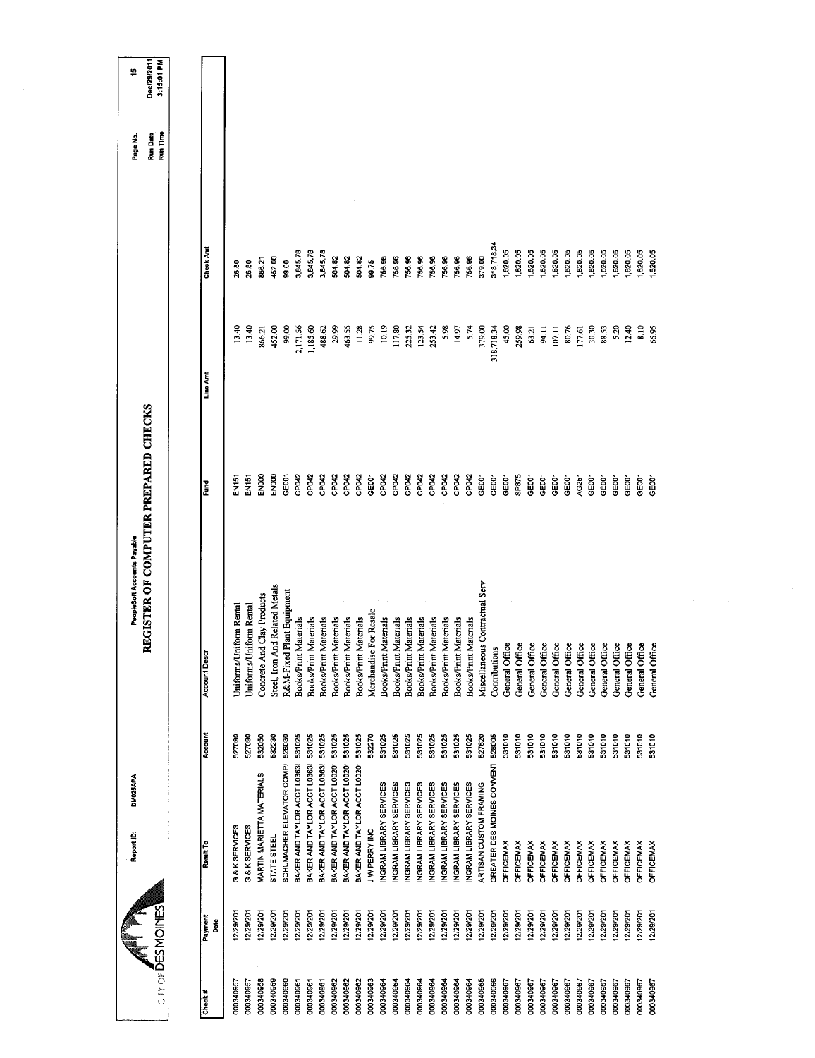PeopleSoft Accounts Payable

# REGISTER OF COMPUTER PREPARED CHECKS

Report ID: DM025APA

Run Date Dec/29/2011
Run Time 3:15:01 PM

| Check # | Payment Date | Remit To | Account | Account Descr | Fund | Line Amt | Check Amt |
|---|---|---|---|---|---|---|---|
| 000340957 | 12/29/201 | G & K SERVICES | 527090 | Uniforms/Uniform Rental | EN151 | 13.40 | 26.80 |
| 000340957 | 12/29/201 | G & K SERVICES | 527090 | Uniforms/Uniform Rental | EN151 | 13.40 | 26.80 |
| 000340958 | 12/29/201 | MARTIN MARIETTA MATERIALS | 532050 | Concrete And Clay Products | EN000 | 866.21 | 866.21 |
| 000340959 | 12/29/201 | STATE STEEL | 532230 | Steel, Iron And Related Metals | EN000 | 452.00 | 452.00 |
| 000340960 | 12/29/201 | SCHUMACHER ELEVATOR COMP/ | 526030 | R&M-Fixed Plant Equipment | GE001 | 99.00 | 99.00 |
| 000340961 | 12/29/201 | BAKER AND TAYLOR ACCT L0363I | 531025 | Books/Print Materials | CP042 | 2,171.56 | 3,845.78 |
| 000340961 | 12/29/201 | BAKER AND TAYLOR ACCT L0363I | 531025 | Books/Print Materials | CP042 | 1,185.60 | 3,845.78 |
| 000340961 | 12/29/201 | BAKER AND TAYLOR ACCT L0363I | 531025 | Books/Print Materials | CP042 | 488.62 | 3,845.78 |
| 000340962 | 12/29/201 | BAKER AND TAYLOR ACCT L0020 | 531025 | Books/Print Materials | CP042 | 29.99 | 504.82 |
| 000340962 | 12/29/201 | BAKER AND TAYLOR ACCT L0020 | 531025 | Books/Print Materials | CP042 | 463.55 | 504.82 |
| 000340962 | 12/29/201 | BAKER AND TAYLOR ACCT L0020 | 531025 | Books/Print Materials | CP042 | 11.28 | 504.82 |
| 000340963 | 12/29/201 | J W PERRY INC | 532270 | Merchandise For Resale | GE001 | 99.75 | 99.75 |
| 000340964 | 12/29/201 | INGRAM LIBRARY SERVICES | 531025 | Books/Print Materials | CP042 | 10.19 | 756.96 |
| 000340964 | 12/29/201 | INGRAM LIBRARY SERVICES | 531025 | Books/Print Materials | CP042 | 117.80 | 756.96 |
| 000340964 | 12/29/201 | INGRAM LIBRARY SERVICES | 531025 | Books/Print Materials | CP042 | 225.32 | 756.96 |
| 000340964 | 12/29/201 | INGRAM LIBRARY SERVICES | 531025 | Books/Print Materials | CP042 | 123.54 | 756.96 |
| 000340964 | 12/29/201 | INGRAM LIBRARY SERVICES | 531025 | Books/Print Materials | CP042 | 253.42 | 756.96 |
| 000340964 | 12/29/201 | INGRAM LIBRARY SERVICES | 531025 | Books/Print Materials | CP042 | 5.98 | 756.96 |
| 000340964 | 12/29/201 | INGRAM LIBRARY SERVICES | 531025 | Books/Print Materials | CP042 | 14.97 | 756.96 |
| 000340964 | 12/29/201 | INGRAM LIBRARY SERVICES | 531025 | Books/Print Materials | CP042 | 5.74 | 756.96 |
| 000340965 | 12/29/201 | ARTISAN CUSTOM FRAMING | 527620 | Miscellaneous Contractual Serv | GE001 | 379.00 | 379.00 |
| 000340966 | 12/29/201 | GREATER DES MOINES CONVENT | 528005 | Contributions | GE001 | 318,718.34 | 318,718.34 |
| 000340967 | 12/29/201 | OFFICEMAX | 531010 | General Office | GE001 | 45.00 | 1,620.05 |
| 000340967 | 12/29/201 | OFFICEMAX | 531010 | General Office | SP875 | 259.98 | 1,620.05 |
| 000340967 | 12/29/201 | OFFICEMAX | 531010 | General Office | GE001 | 63.21 | 1,620.05 |
| 000340967 | 12/29/201 | OFFICEMAX | 531010 | General Office | GE001 | 94.11 | 1,620.05 |
| 000340967 | 12/29/201 | OFFICEMAX | 531010 | General Office | GE001 | 107.11 | 1,620.05 |
| 000340967 | 12/29/201 | OFFICEMAX | 531010 | General Office | GE001 | 80.76 | 1,620.05 |
| 000340967 | 12/29/201 | OFFICEMAX | 531010 | General Office | AG251 | 177.61 | 1,620.05 |
| 000340967 | 12/29/201 | OFFICEMAX | 531010 | General Office | GE001 | 30.30 | 1,620.05 |
| 000340967 | 12/29/201 | OFFICEMAX | 531010 | General Office | GE001 | 88.53 | 1,620.05 |
| 000340967 | 12/29/201 | OFFICEMAX | 531010 | General Office | GE001 | 5.20 | 1,620.05 |
| 000340967 | 12/29/201 | OFFICEMAX | 531010 | General Office | GE001 | 12.40 | 1,620.05 |
| 000340967 | 12/29/201 | OFFICEMAX | 531010 | General Office | GE001 | 8.10 | 1,620.05 |
| 000340967 | 12/29/201 | OFFICEMAX | 531010 | General Office | GE001 | 66.95 | 1,620.05 |